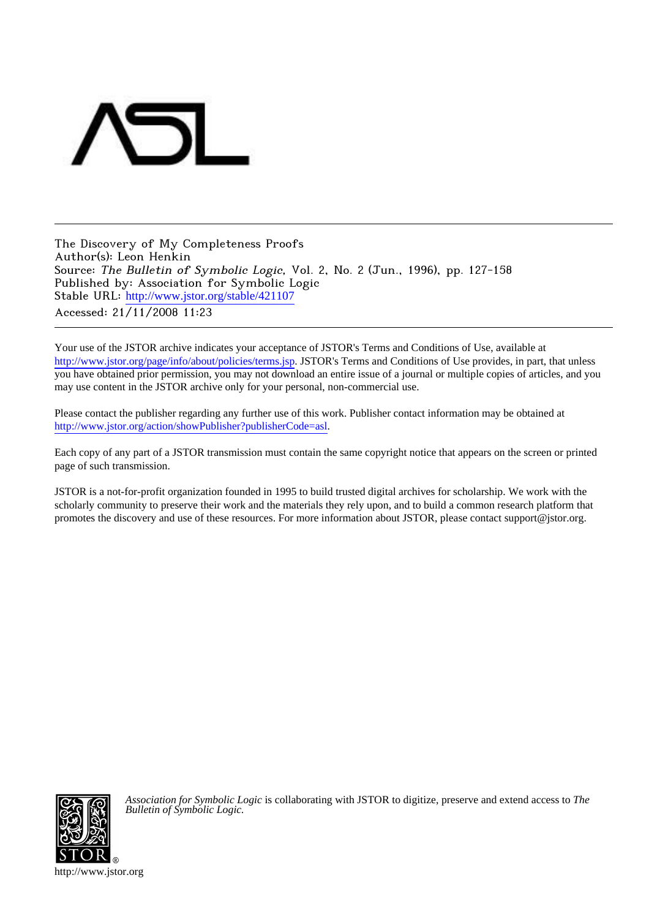ASL

The Discovery of My Completeness Proofs
Author(s): Leon Henkin
Source: *The Bulletin of Symbolic Logic*, Vol. 2, No. 2 (Jun., 1996), pp. 127-158
Published by: Association for Symbolic Logic
Stable URL: http://www.jstor.org/stable/421107
Accessed: 21/11/2008 11:23

Your use of the JSTOR archive indicates your acceptance of JSTOR's Terms and Conditions of Use, available at http://www.jstor.org/page/info/about/policies/terms.jsp. JSTOR's Terms and Conditions of Use provides, in part, that unless you have obtained prior permission, you may not download an entire issue of a journal or multiple copies of articles, and you may use content in the JSTOR archive only for your personal, non-commercial use.

Please contact the publisher regarding any further use of this work. Publisher contact information may be obtained at http://www.jstor.org/action/showPublisher?publisherCode=asl.

Each copy of any part of a JSTOR transmission must contain the same copyright notice that appears on the screen or printed page of such transmission.

JSTOR is a not-for-profit organization founded in 1995 to build trusted digital archives for scholarship. We work with the scholarly community to preserve their work and the materials they rely upon, and to build a common research platform that promotes the discovery and use of these resources. For more information about JSTOR, please contact support@jstor.org.

*Association for Symbolic Logic* is collaborating with JSTOR to digitize, preserve and extend access to *The Bulletin of Symbolic Logic.*

http://www.jstor.org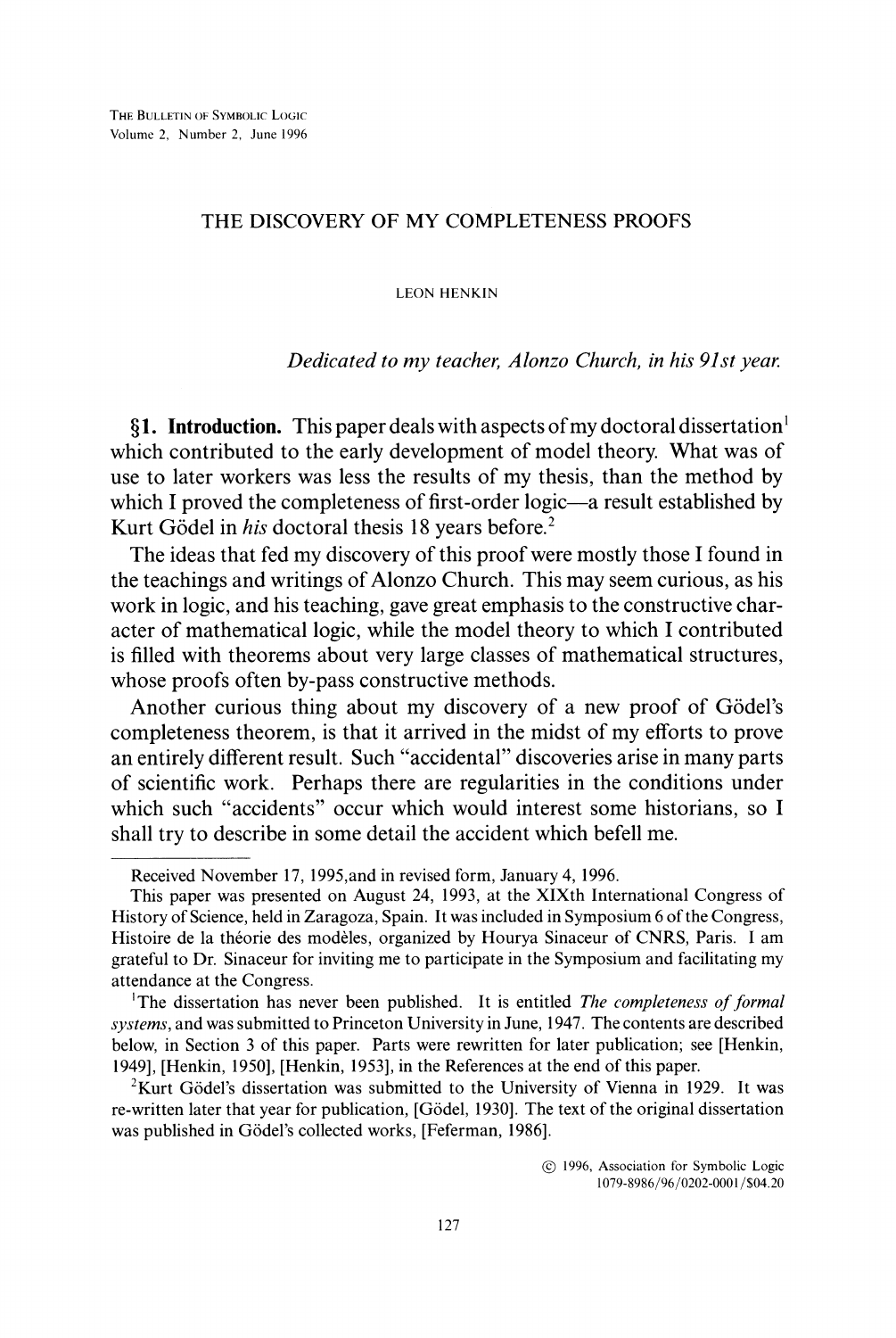# THE DISCOVERY OF MY COMPLETENESS PROOFS

LEON HENKIN

*Dedicated to my teacher, Alonzo Church, in his 91st year.*

**§1. Introduction.** This paper deals with aspects of my doctoral dissertation[1] which contributed to the early development of model theory. What was of use to later workers was less the results of my thesis, than the method by which I proved the completeness of first-order logic—a result established by Kurt Gödel in *his* doctoral thesis 18 years before.[2]

The ideas that fed my discovery of this proof were mostly those I found in the teachings and writings of Alonzo Church. This may seem curious, as his work in logic, and his teaching, gave great emphasis to the constructive character of mathematical logic, while the model theory to which I contributed is filled with theorems about very large classes of mathematical structures, whose proofs often by-pass constructive methods.

Another curious thing about my discovery of a new proof of Gödel's completeness theorem, is that it arrived in the midst of my efforts to prove an entirely different result. Such "accidental" discoveries arise in many parts of scientific work. Perhaps there are regularities in the conditions under which such "accidents" occur which would interest some historians, so I shall try to describe in some detail the accident which befell me.

---

Received November 17, 1995,and in revised form, January 4, 1996.

This paper was presented on August 24, 1993, at the XIXth International Congress of History of Science, held in Zaragoza, Spain. It was included in Symposium 6 of the Congress, Histoire de la théorie des modèles, organized by Hourya Sinaceur of CNRS, Paris. I am grateful to Dr. Sinaceur for inviting me to participate in the Symposium and facilitating my attendance at the Congress.

[1] The dissertation has never been published. It is entitled *The completeness of formal systems*, and was submitted to Princeton University in June, 1947. The contents are described below, in Section 3 of this paper. Parts were rewritten for later publication; see [Henkin, 1949], [Henkin, 1950], [Henkin, 1953], in the References at the end of this paper.

[2] Kurt Gödel's dissertation was submitted to the University of Vienna in 1929. It was re-written later that year for publication, [Gödel, 1930]. The text of the original dissertation was published in Gödel's collected works, [Feferman, 1986].

© 1996, Association for Symbolic Logic
1079-8986/96/0202-0001/$04.20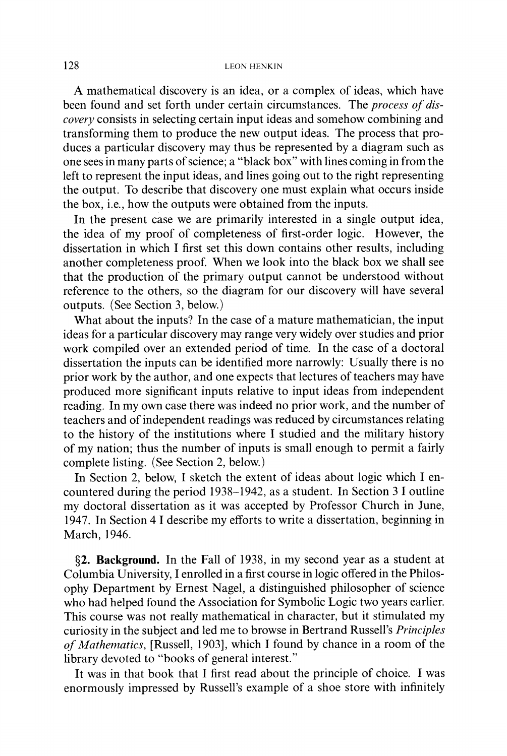A mathematical discovery is an idea, or a complex of ideas, which have been found and set forth under certain circumstances. The *process of discovery* consists in selecting certain input ideas and somehow combining and transforming them to produce the new output ideas. The process that produces a particular discovery may thus be represented by a diagram such as one sees in many parts of science; a "black box" with lines coming in from the left to represent the input ideas, and lines going out to the right representing the output. To describe that discovery one must explain what occurs inside the box, i.e., how the outputs were obtained from the inputs.

In the present case we are primarily interested in a single output idea, the idea of my proof of completeness of first-order logic. However, the dissertation in which I first set this down contains other results, including another completeness proof. When we look into the black box we shall see that the production of the primary output cannot be understood without reference to the others, so the diagram for our discovery will have several outputs. (See Section 3, below.)

What about the inputs? In the case of a mature mathematician, the input ideas for a particular discovery may range very widely over studies and prior work compiled over an extended period of time. In the case of a doctoral dissertation the inputs can be identified more narrowly: Usually there is no prior work by the author, and one expects that lectures of teachers may have produced more significant inputs relative to input ideas from independent reading. In my own case there was indeed no prior work, and the number of teachers and of independent readings was reduced by circumstances relating to the history of the institutions where I studied and the military history of my nation; thus the number of inputs is small enough to permit a fairly complete listing. (See Section 2, below.)

In Section 2, below, I sketch the extent of ideas about logic which I encountered during the period 1938–1942, as a student. In Section 3 I outline my doctoral dissertation as it was accepted by Professor Church in June, 1947. In Section 4 I describe my efforts to write a dissertation, beginning in March, 1946.

**§2. Background.** In the Fall of 1938, in my second year as a student at Columbia University, I enrolled in a first course in logic offered in the Philosophy Department by Ernest Nagel, a distinguished philosopher of science who had helped found the Association for Symbolic Logic two years earlier. This course was not really mathematical in character, but it stimulated my curiosity in the subject and led me to browse in Bertrand Russell's *Principles of Mathematics*, [Russell, 1903], which I found by chance in a room of the library devoted to "books of general interest."

It was in that book that I first read about the principle of choice. I was enormously impressed by Russell's example of a shoe store with infinitely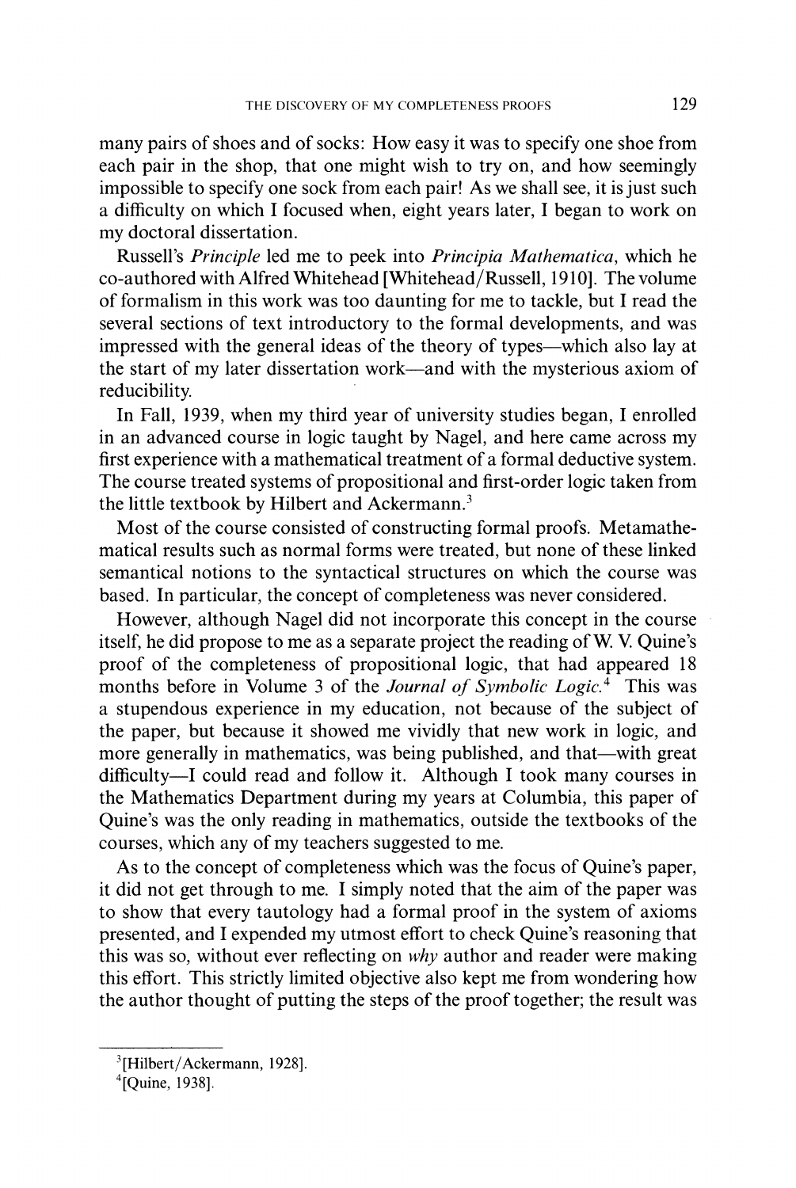many pairs of shoes and of socks: How easy it was to specify one shoe from each pair in the shop, that one might wish to try on, and how seemingly impossible to specify one sock from each pair! As we shall see, it is just such a difficulty on which I focused when, eight years later, I began to work on my doctoral dissertation.

Russell's *Principle* led me to peek into *Principia Mathematica*, which he co-authored with Alfred Whitehead [Whitehead/Russell, 1910]. The volume of formalism in this work was too daunting for me to tackle, but I read the several sections of text introductory to the formal developments, and was impressed with the general ideas of the theory of types—which also lay at the start of my later dissertation work—and with the mysterious axiom of reducibility.

In Fall, 1939, when my third year of university studies began, I enrolled in an advanced course in logic taught by Nagel, and here came across my first experience with a mathematical treatment of a formal deductive system. The course treated systems of propositional and first-order logic taken from the little textbook by Hilbert and Ackermann.[3]

Most of the course consisted of constructing formal proofs. Metamathematical results such as normal forms were treated, but none of these linked semantical notions to the syntactical structures on which the course was based. In particular, the concept of completeness was never considered.

However, although Nagel did not incorporate this concept in the course itself, he did propose to me as a separate project the reading of W. V. Quine's proof of the completeness of propositional logic, that had appeared 18 months before in Volume 3 of the *Journal of Symbolic Logic*.[4] This was a stupendous experience in my education, not because of the subject of the paper, but because it showed me vividly that new work in logic, and more generally in mathematics, was being published, and that—with great difficulty—I could read and follow it. Although I took many courses in the Mathematics Department during my years at Columbia, this paper of Quine's was the only reading in mathematics, outside the textbooks of the courses, which any of my teachers suggested to me.

As to the concept of completeness which was the focus of Quine's paper, it did not get through to me. I simply noted that the aim of the paper was to show that every tautology had a formal proof in the system of axioms presented, and I expended my utmost effort to check Quine's reasoning that this was so, without ever reflecting on *why* author and reader were making this effort. This strictly limited objective also kept me from wondering how the author thought of putting the steps of the proof together; the result was

[3] [Hilbert/Ackermann, 1928].

[4] [Quine, 1938].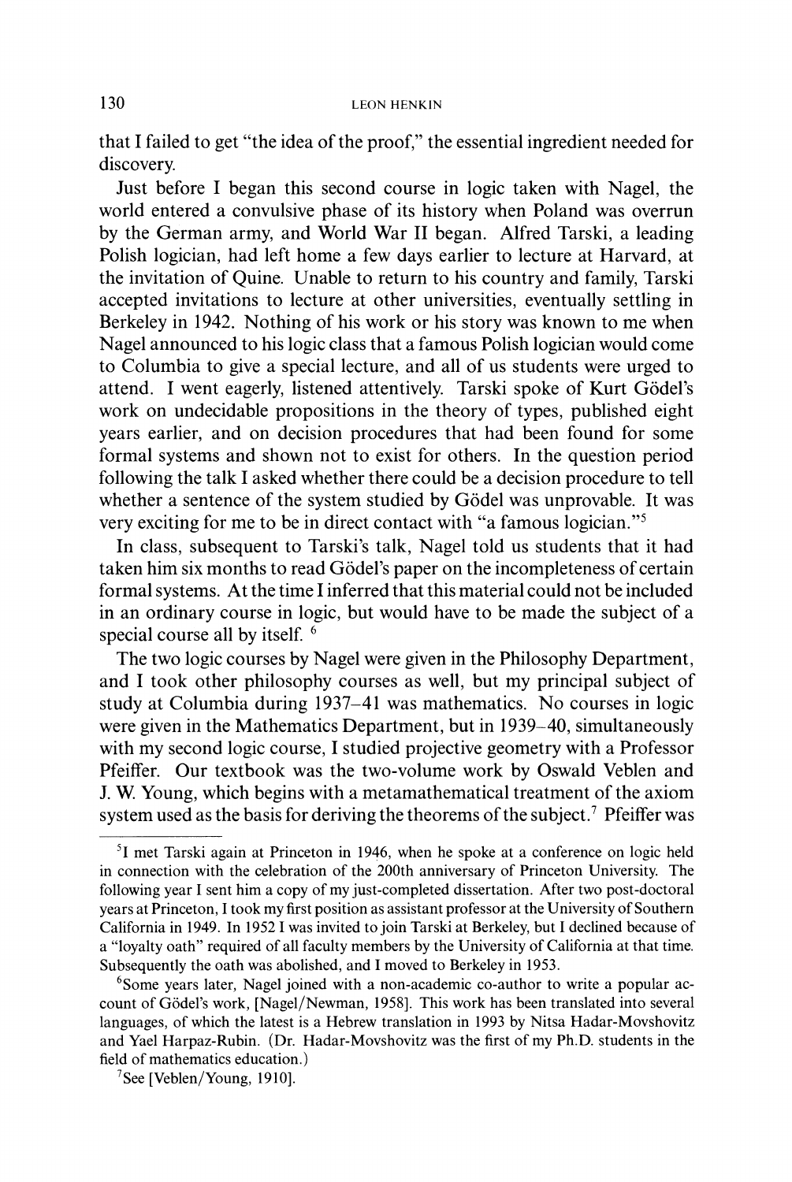that I failed to get "the idea of the proof," the essential ingredient needed for discovery.

Just before I began this second course in logic taken with Nagel, the world entered a convulsive phase of its history when Poland was overrun by the German army, and World War II began. Alfred Tarski, a leading Polish logician, had left home a few days earlier to lecture at Harvard, at the invitation of Quine. Unable to return to his country and family, Tarski accepted invitations to lecture at other universities, eventually settling in Berkeley in 1942. Nothing of his work or his story was known to me when Nagel announced to his logic class that a famous Polish logician would come to Columbia to give a special lecture, and all of us students were urged to attend. I went eagerly, listened attentively. Tarski spoke of Kurt Gödel's work on undecidable propositions in the theory of types, published eight years earlier, and on decision procedures that had been found for some formal systems and shown not to exist for others. In the question period following the talk I asked whether there could be a decision procedure to tell whether a sentence of the system studied by Gödel was unprovable. It was very exciting for me to be in direct contact with "a famous logician."[5]

In class, subsequent to Tarski's talk, Nagel told us students that it had taken him six months to read Gödel's paper on the incompleteness of certain formal systems. At the time I inferred that this material could not be included in an ordinary course in logic, but would have to be made the subject of a special course all by itself.[6]

The two logic courses by Nagel were given in the Philosophy Department, and I took other philosophy courses as well, but my principal subject of study at Columbia during 1937–41 was mathematics. No courses in logic were given in the Mathematics Department, but in 1939–40, simultaneously with my second logic course, I studied projective geometry with a Professor Pfeiffer. Our textbook was the two-volume work by Oswald Veblen and J. W. Young, which begins with a metamathematical treatment of the axiom system used as the basis for deriving the theorems of the subject.[7] Pfeiffer was

---

[5] I met Tarski again at Princeton in 1946, when he spoke at a conference on logic held in connection with the celebration of the 200th anniversary of Princeton University. The following year I sent him a copy of my just-completed dissertation. After two post-doctoral years at Princeton, I took my first position as assistant professor at the University of Southern California in 1949. In 1952 I was invited to join Tarski at Berkeley, but I declined because of a "loyalty oath" required of all faculty members by the University of California at that time. Subsequently the oath was abolished, and I moved to Berkeley in 1953.

[6] Some years later, Nagel joined with a non-academic co-author to write a popular account of Gödel's work, [Nagel/Newman, 1958]. This work has been translated into several languages, of which the latest is a Hebrew translation in 1993 by Nitsa Hadar-Movshovitz and Yael Harpaz-Rubin. (Dr. Hadar-Movshovitz was the first of my Ph.D. students in the field of mathematics education.)

[7] See [Veblen/Young, 1910].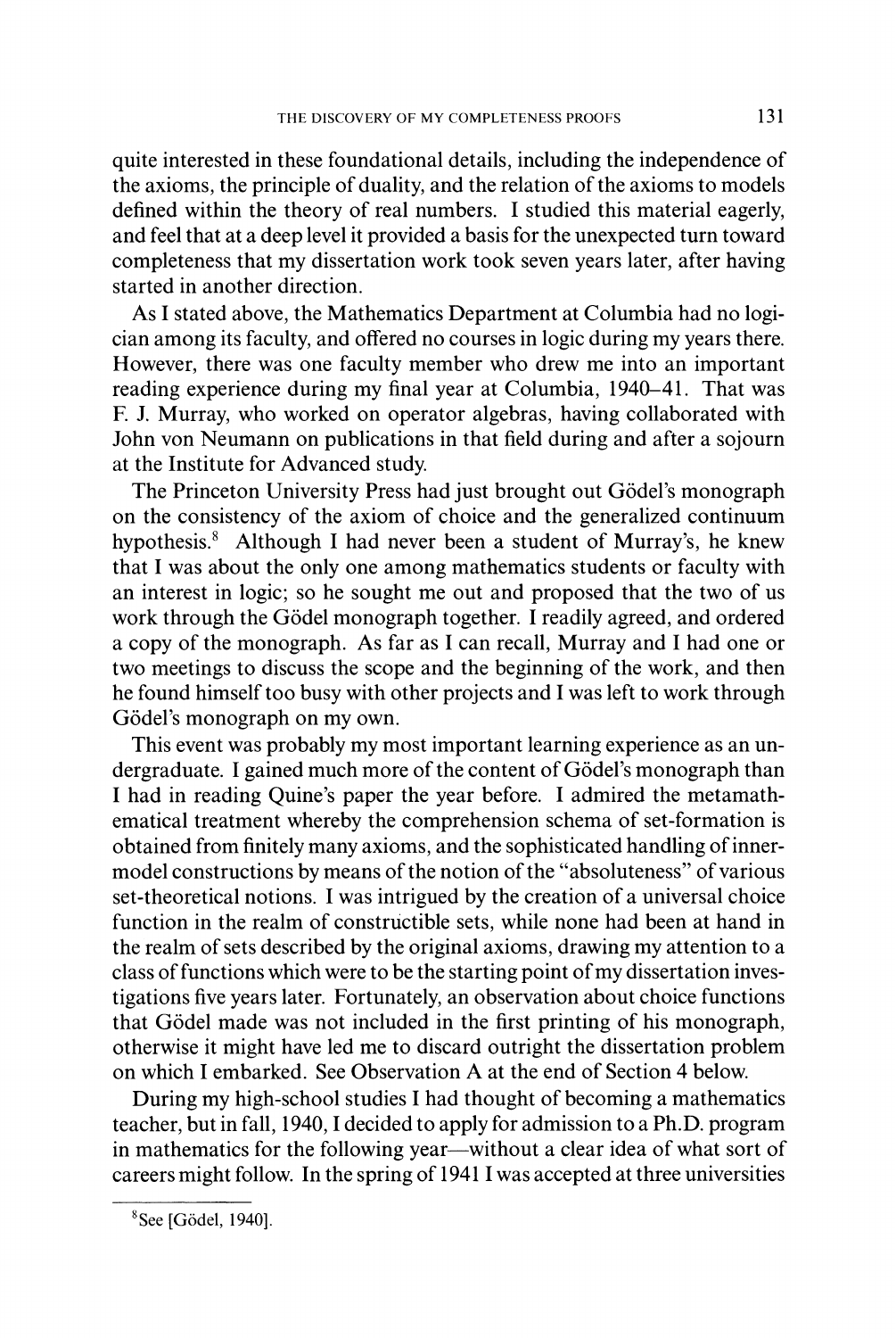quite interested in these foundational details, including the independence of the axioms, the principle of duality, and the relation of the axioms to models defined within the theory of real numbers. I studied this material eagerly, and feel that at a deep level it provided a basis for the unexpected turn toward completeness that my dissertation work took seven years later, after having started in another direction.

As I stated above, the Mathematics Department at Columbia had no logician among its faculty, and offered no courses in logic during my years there. However, there was one faculty member who drew me into an important reading experience during my final year at Columbia, 1940–41. That was F. J. Murray, who worked on operator algebras, having collaborated with John von Neumann on publications in that field during and after a sojourn at the Institute for Advanced study.

The Princeton University Press had just brought out Gödel's monograph on the consistency of the axiom of choice and the generalized continuum hypothesis.[8] Although I had never been a student of Murray's, he knew that I was about the only one among mathematics students or faculty with an interest in logic; so he sought me out and proposed that the two of us work through the Gödel monograph together. I readily agreed, and ordered a copy of the monograph. As far as I can recall, Murray and I had one or two meetings to discuss the scope and the beginning of the work, and then he found himself too busy with other projects and I was left to work through Gödel's monograph on my own.

This event was probably my most important learning experience as an undergraduate. I gained much more of the content of Gödel's monograph than I had in reading Quine's paper the year before. I admired the metamathematical treatment whereby the comprehension schema of set-formation is obtained from finitely many axioms, and the sophisticated handling of inner-model constructions by means of the notion of the "absoluteness" of various set-theoretical notions. I was intrigued by the creation of a universal choice function in the realm of constructible sets, while none had been at hand in the realm of sets described by the original axioms, drawing my attention to a class of functions which were to be the starting point of my dissertation investigations five years later. Fortunately, an observation about choice functions that Gödel made was not included in the first printing of his monograph, otherwise it might have led me to discard outright the dissertation problem on which I embarked. See Observation A at the end of Section 4 below.

During my high-school studies I had thought of becoming a mathematics teacher, but in fall, 1940, I decided to apply for admission to a Ph.D. program in mathematics for the following year—without a clear idea of what sort of careers might follow. In the spring of 1941 I was accepted at three universities

---

[8] See [Gödel, 1940].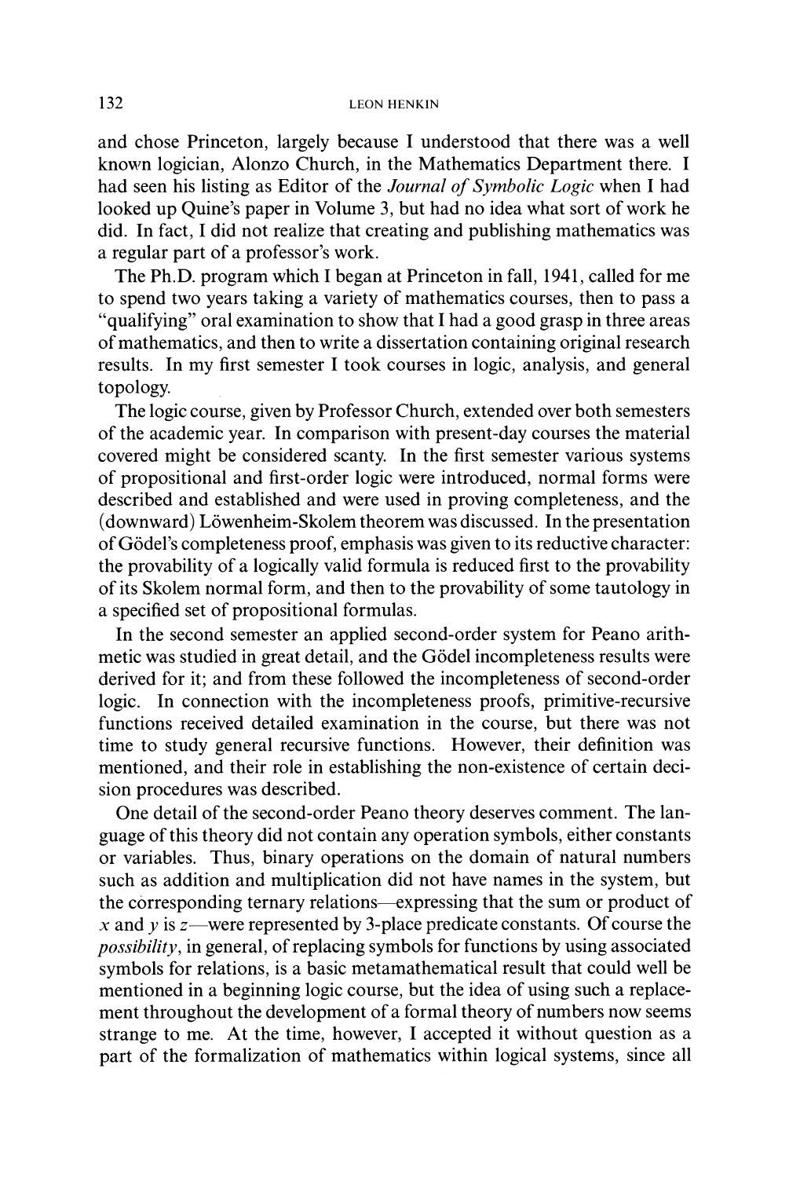and chose Princeton, largely because I understood that there was a well known logician, Alonzo Church, in the Mathematics Department there. I had seen his listing as Editor of the *Journal of Symbolic Logic* when I had looked up Quine's paper in Volume 3, but had no idea what sort of work he did. In fact, I did not realize that creating and publishing mathematics was a regular part of a professor's work.

The Ph.D. program which I began at Princeton in fall, 1941, called for me to spend two years taking a variety of mathematics courses, then to pass a "qualifying" oral examination to show that I had a good grasp in three areas of mathematics, and then to write a dissertation containing original research results. In my first semester I took courses in logic, analysis, and general topology.

The logic course, given by Professor Church, extended over both semesters of the academic year. In comparison with present-day courses the material covered might be considered scanty. In the first semester various systems of propositional and first-order logic were introduced, normal forms were described and established and were used in proving completeness, and the (downward) Löwenheim-Skolem theorem was discussed. In the presentation of Gödel's completeness proof, emphasis was given to its reductive character: the provability of a logically valid formula is reduced first to the provability of its Skolem normal form, and then to the provability of some tautology in a specified set of propositional formulas.

In the second semester an applied second-order system for Peano arithmetic was studied in great detail, and the Gödel incompleteness results were derived for it; and from these followed the incompleteness of second-order logic. In connection with the incompleteness proofs, primitive-recursive functions received detailed examination in the course, but there was not time to study general recursive functions. However, their definition was mentioned, and their role in establishing the non-existence of certain decision procedures was described.

One detail of the second-order Peano theory deserves comment. The language of this theory did not contain any operation symbols, either constants or variables. Thus, binary operations on the domain of natural numbers such as addition and multiplication did not have names in the system, but the corresponding ternary relations—expressing that the sum or product of $x$ and $y$ is $z$—were represented by 3-place predicate constants. Of course the *possibility*, in general, of replacing symbols for functions by using associated symbols for relations, is a basic metamathematical result that could well be mentioned in a beginning logic course, but the idea of using such a replacement throughout the development of a formal theory of numbers now seems strange to me. At the time, however, I accepted it without question as a part of the formalization of mathematics within logical systems, since all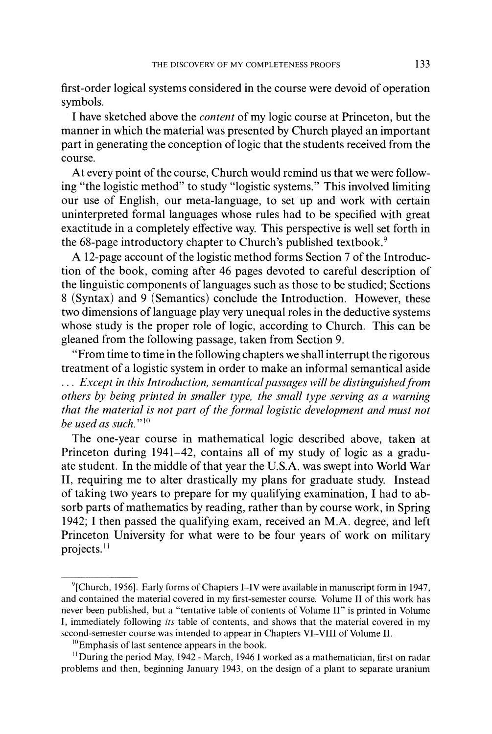first-order logical systems considered in the course were devoid of operation symbols.

I have sketched above the *content* of my logic course at Princeton, but the manner in which the material was presented by Church played an important part in generating the conception of logic that the students received from the course.

At every point of the course, Church would remind us that we were following "the logistic method" to study "logistic systems." This involved limiting our use of English, our meta-language, to set up and work with certain uninterpreted formal languages whose rules had to be specified with great exactitude in a completely effective way. This perspective is well set forth in the 68-page introductory chapter to Church's published textbook.[9]

A 12-page account of the logistic method forms Section 7 of the Introduction of the book, coming after 46 pages devoted to careful description of the linguistic components of languages such as those to be studied; Sections 8 (Syntax) and 9 (Semantics) conclude the Introduction. However, these two dimensions of language play very unequal roles in the deductive systems whose study is the proper role of logic, according to Church. This can be gleaned from the following passage, taken from Section 9.

"From time to time in the following chapters we shall interrupt the rigorous treatment of a logistic system in order to make an informal semantical aside ... *Except in this Introduction, semantical passages will be distinguished from others by being printed in smaller type, the small type serving as a warning that the material is not part of the formal logistic development and must not be used as such.*"[10]

The one-year course in mathematical logic described above, taken at Princeton during 1941–42, contains all of my study of logic as a graduate student. In the middle of that year the U.S.A. was swept into World War II, requiring me to alter drastically my plans for graduate study. Instead of taking two years to prepare for my qualifying examination, I had to absorb parts of mathematics by reading, rather than by course work, in Spring 1942; I then passed the qualifying exam, received an M.A. degree, and left Princeton University for what were to be four years of work on military projects.[11]

---

[9][Church, 1956]. Early forms of Chapters I–IV were available in manuscript form in 1947, and contained the material covered in my first-semester course. Volume II of this work has never been published, but a "tentative table of contents of Volume II" is printed in Volume I, immediately following *its* table of contents, and shows that the material covered in my second-semester course was intended to appear in Chapters VI–VIII of Volume II.

[10]Emphasis of last sentence appears in the book.

[11]During the period May, 1942 - March, 1946 I worked as a mathematician, first on radar problems and then, beginning January 1943, on the design of a plant to separate uranium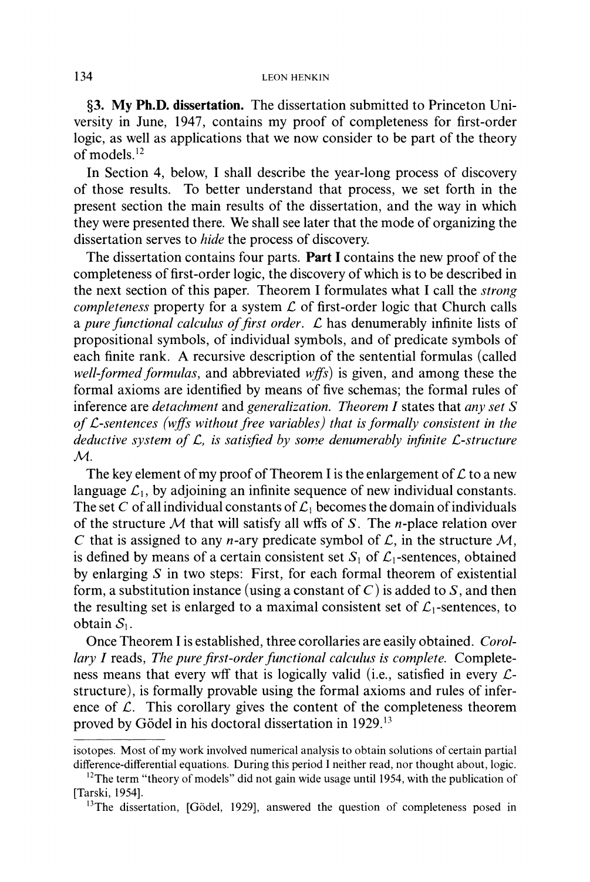## §3. My Ph.D. dissertation.

The dissertation submitted to Princeton University in June, 1947, contains my proof of completeness for first-order logic, as well as applications that we now consider to be part of the theory of models.[12]

In Section 4, below, I shall describe the year-long process of discovery of those results. To better understand that process, we set forth in the present section the main results of the dissertation, and the way in which they were presented there. We shall see later that the mode of organizing the dissertation serves to *hide* the process of discovery.

The dissertation contains four parts. **Part I** contains the new proof of the completeness of first-order logic, the discovery of which is to be described in the next section of this paper. Theorem I formulates what I call the *strong completeness* property for a system $\mathcal{L}$ of first-order logic that Church calls a *pure functional calculus of first order*. $\mathcal{L}$ has denumerably infinite lists of propositional symbols, of individual symbols, and of predicate symbols of each finite rank. A recursive description of the sentential formulas (called *well-formed formulas*, and abbreviated *wffs*) is given, and among these the formal axioms are identified by means of five schemas; the formal rules of inference are *detachment* and *generalization*. *Theorem I* states that *any set $S$ of $\mathcal{L}$-sentences (wffs without free variables) that is formally consistent in the deductive system of $\mathcal{L}$, is satisfied by some denumerably infinite $\mathcal{L}$-structure $\mathcal{M}$.*

The key element of my proof of Theorem I is the enlargement of $\mathcal{L}$ to a new language $\mathcal{L}_1$, by adjoining an infinite sequence of new individual constants. The set $C$ of all individual constants of $\mathcal{L}_1$ becomes the domain of individuals of the structure $\mathcal{M}$ that will satisfy all wffs of $S$. The $n$-place relation over $C$ that is assigned to any $n$-ary predicate symbol of $\mathcal{L}$, in the structure $\mathcal{M}$, is defined by means of a certain consistent set $S_1$ of $\mathcal{L}_1$-sentences, obtained by enlarging $S$ in two steps: First, for each formal theorem of existential form, a substitution instance (using a constant of $C$) is added to $S$, and then the resulting set is enlarged to a maximal consistent set of $\mathcal{L}_1$-sentences, to obtain $\mathcal{S}_1$.

Once Theorem I is established, three corollaries are easily obtained. *Corollary I* reads, *The pure first-order functional calculus is complete.* Completeness means that every wff that is logically valid (i.e., satisfied in every $\mathcal{L}$-structure), is formally provable using the formal axioms and rules of inference of $\mathcal{L}$. This corollary gives the content of the completeness theorem proved by Gödel in his doctoral dissertation in 1929.[13]

---

isotopes. Most of my work involved numerical analysis to obtain solutions of certain partial difference-differential equations. During this period I neither read, nor thought about, logic.

[12] The term "theory of models" did not gain wide usage until 1954, with the publication of [Tarski, 1954].

[13] The dissertation, [Gödel, 1929], answered the question of completeness posed in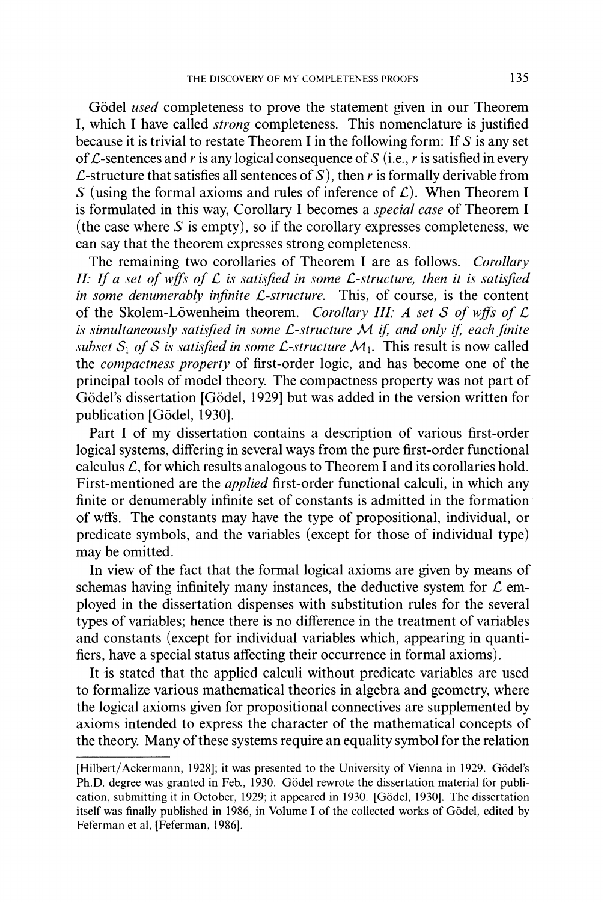Gödel *used* completeness to prove the statement given in our Theorem I, which I have called *strong* completeness. This nomenclature is justified because it is trivial to restate Theorem I in the following form: If $S$ is any set of $\mathcal{L}$-sentences and $r$ is any logical consequence of $S$ (i.e., $r$ is satisfied in every $\mathcal{L}$-structure that satisfies all sentences of $S$), then $r$ is formally derivable from $S$ (using the formal axioms and rules of inference of $\mathcal{L}$). When Theorem I is formulated in this way, Corollary I becomes a *special case* of Theorem I (the case where $S$ is empty), so if the corollary expresses completeness, we can say that the theorem expresses strong completeness.

The remaining two corollaries of Theorem I are as follows. *Corollary II: If a set of wffs of $\mathcal{L}$ is satisfied in some $\mathcal{L}$-structure, then it is satisfied in some denumerably infinite $\mathcal{L}$-structure.* This, of course, is the content of the Skolem-Löwenheim theorem. *Corollary III: A set $\mathcal{S}$ of wffs of $\mathcal{L}$ is simultaneously satisfied in some $\mathcal{L}$-structure $\mathcal{M}$ if, and only if, each finite subset $\mathcal{S}_1$ of $\mathcal{S}$ is satisfied in some $\mathcal{L}$-structure $\mathcal{M}_1$.* This result is now called the *compactness property* of first-order logic, and has become one of the principal tools of model theory. The compactness property was not part of Gödel's dissertation [Gödel, 1929] but was added in the version written for publication [Gödel, 1930].

Part I of my dissertation contains a description of various first-order logical systems, differing in several ways from the pure first-order functional calculus $\mathcal{L}$, for which results analogous to Theorem I and its corollaries hold. First-mentioned are the *applied* first-order functional calculi, in which any finite or denumerably infinite set of constants is admitted in the formation of wffs. The constants may have the type of propositional, individual, or predicate symbols, and the variables (except for those of individual type) may be omitted.

In view of the fact that the formal logical axioms are given by means of schemas having infinitely many instances, the deductive system for $\mathcal{L}$ employed in the dissertation dispenses with substitution rules for the several types of variables; hence there is no difference in the treatment of variables and constants (except for individual variables which, appearing in quantifiers, have a special status affecting their occurrence in formal axioms).

It is stated that the applied calculi without predicate variables are used to formalize various mathematical theories in algebra and geometry, where the logical axioms given for propositional connectives are supplemented by axioms intended to express the character of the mathematical concepts of the theory. Many of these systems require an equality symbol for the relation

---

[Hilbert/Ackermann, 1928]; it was presented to the University of Vienna in 1929. Gödel's Ph.D. degree was granted in Feb., 1930. Gödel rewrote the dissertation material for publication, submitting it in October, 1929; it appeared in 1930. [Gödel, 1930]. The dissertation itself was finally published in 1986, in Volume I of the collected works of Gödel, edited by Feferman et al, [Feferman, 1986].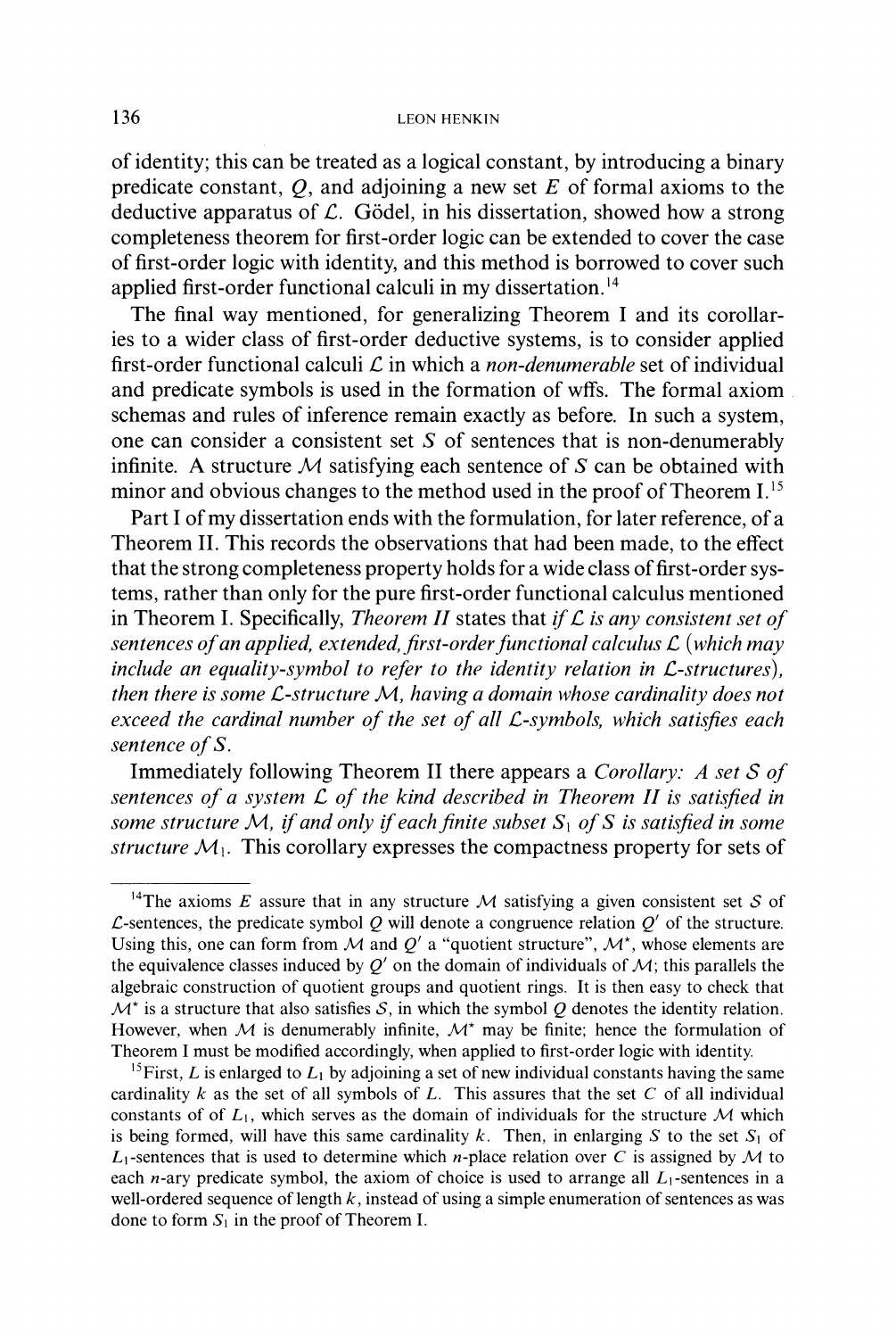of identity; this can be treated as a logical constant, by introducing a binary predicate constant, $Q$, and adjoining a new set $E$ of formal axioms to the deductive apparatus of $\mathcal{L}$. Gödel, in his dissertation, showed how a strong completeness theorem for first-order logic can be extended to cover the case of first-order logic with identity, and this method is borrowed to cover such applied first-order functional calculi in my dissertation.[14]

The final way mentioned, for generalizing Theorem I and its corollaries to a wider class of first-order deductive systems, is to consider applied first-order functional calculi $\mathcal{L}$ in which a *non-denumerable* set of individual and predicate symbols is used in the formation of wffs. The formal axiom schemas and rules of inference remain exactly as before. In such a system, one can consider a consistent set $S$ of sentences that is non-denumerably infinite. A structure $\mathcal{M}$ satisfying each sentence of $S$ can be obtained with minor and obvious changes to the method used in the proof of Theorem I.[15]

Part I of my dissertation ends with the formulation, for later reference, of a Theorem II. This records the observations that had been made, to the effect that the strong completeness property holds for a wide class of first-order systems, rather than only for the pure first-order functional calculus mentioned in Theorem I. Specifically, *Theorem II* states that *if $\mathcal{L}$ is any consistent set of sentences of an applied, extended, first-order functional calculus $\mathcal{L}$ (which may include an equality-symbol to refer to the identity relation in $\mathcal{L}$-structures), then there is some $\mathcal{L}$-structure $\mathcal{M}$, having a domain whose cardinality does not exceed the cardinal number of the set of all $\mathcal{L}$-symbols, which satisfies each sentence of $S$.*

Immediately following Theorem II there appears a *Corollary: A set $S$ of sentences of a system $\mathcal{L}$ of the kind described in Theorem II is satisfied in some structure $\mathcal{M}$, if and only if each finite subset $S_1$ of $S$ is satisfied in some structure $\mathcal{M}_1$.* This corollary expresses the compactness property for sets of

---

[14]The axioms $E$ assure that in any structure $\mathcal{M}$ satisfying a given consistent set $S$ of $\mathcal{L}$-sentences, the predicate symbol $Q$ will denote a congruence relation $Q'$ of the structure. Using this, one can form from $\mathcal{M}$ and $Q'$ a "quotient structure", $\mathcal{M}^*$, whose elements are the equivalence classes induced by $Q'$ on the domain of individuals of $\mathcal{M}$; this parallels the algebraic construction of quotient groups and quotient rings. It is then easy to check that $\mathcal{M}^*$ is a structure that also satisfies $S$, in which the symbol $Q$ denotes the identity relation. However, when $\mathcal{M}$ is denumerably infinite, $\mathcal{M}^*$ may be finite; hence the formulation of Theorem I must be modified accordingly, when applied to first-order logic with identity.

[15]First, $L$ is enlarged to $L_1$ by adjoining a set of new individual constants having the same cardinality $k$ as the set of all symbols of $L$. This assures that the set $C$ of all individual constants of of $L_1$, which serves as the domain of individuals for the structure $\mathcal{M}$ which is being formed, will have this same cardinality $k$. Then, in enlarging $S$ to the set $S_1$ of $L_1$-sentences that is used to determine which $n$-place relation over $C$ is assigned by $\mathcal{M}$ to each $n$-ary predicate symbol, the axiom of choice is used to arrange all $L_1$-sentences in a well-ordered sequence of length $k$, instead of using a simple enumeration of sentences as was done to form $S_1$ in the proof of Theorem I.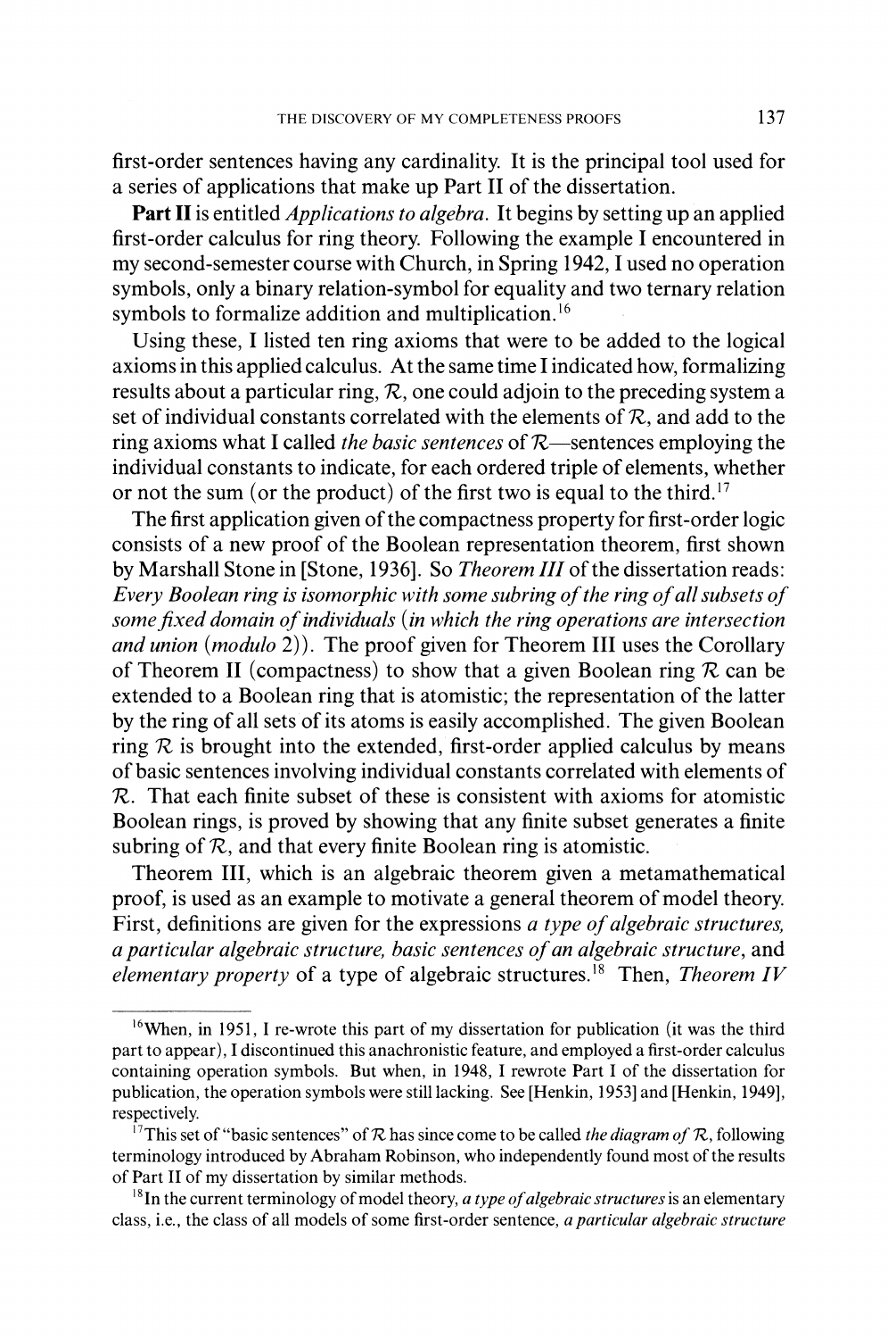first-order sentences having any cardinality. It is the principal tool used for a series of applications that make up Part II of the dissertation.

**Part II** is entitled *Applications to algebra.* It begins by setting up an applied first-order calculus for ring theory. Following the example I encountered in my second-semester course with Church, in Spring 1942, I used no operation symbols, only a binary relation-symbol for equality and two ternary relation symbols to formalize addition and multiplication.[16]

Using these, I listed ten ring axioms that were to be added to the logical axioms in this applied calculus. At the same time I indicated how, formalizing results about a particular ring, $\mathcal{R}$, one could adjoin to the preceding system a set of individual constants correlated with the elements of $\mathcal{R}$, and add to the ring axioms what I called *the basic sentences* of $\mathcal{R}$—sentences employing the individual constants to indicate, for each ordered triple of elements, whether or not the sum (or the product) of the first two is equal to the third.[17]

The first application given of the compactness property for first-order logic consists of a new proof of the Boolean representation theorem, first shown by Marshall Stone in [Stone, 1936]. So *Theorem III* of the dissertation reads: *Every Boolean ring is isomorphic with some subring of the ring of all subsets of some fixed domain of individuals* (*in which the ring operations are intersection and union* (*modulo* 2)). The proof given for Theorem III uses the Corollary of Theorem II (compactness) to show that a given Boolean ring $\mathcal{R}$ can be extended to a Boolean ring that is atomistic; the representation of the latter by the ring of all sets of its atoms is easily accomplished. The given Boolean ring $\mathcal{R}$ is brought into the extended, first-order applied calculus by means of basic sentences involving individual constants correlated with elements of $\mathcal{R}$. That each finite subset of these is consistent with axioms for atomistic Boolean rings, is proved by showing that any finite subset generates a finite subring of $\mathcal{R}$, and that every finite Boolean ring is atomistic.

Theorem III, which is an algebraic theorem given a metamathematical proof, is used as an example to motivate a general theorem of model theory. First, definitions are given for the expressions *a type of algebraic structures, a particular algebraic structure, basic sentences of an algebraic structure*, and *elementary property* of a type of algebraic structures.[18] Then, *Theorem IV*

---

[16] When, in 1951, I re-wrote this part of my dissertation for publication (it was the third part to appear), I discontinued this anachronistic feature, and employed a first-order calculus containing operation symbols. But when, in 1948, I rewrote Part I of the dissertation for publication, the operation symbols were still lacking. See [Henkin, 1953] and [Henkin, 1949], respectively.

[17] This set of "basic sentences" of $\mathcal{R}$ has since come to be called *the diagram of* $\mathcal{R}$, following terminology introduced by Abraham Robinson, who independently found most of the results of Part II of my dissertation by similar methods.

[18] In the current terminology of model theory, *a type of algebraic structures* is an elementary class, i.e., the class of all models of some first-order sentence, *a particular algebraic structure*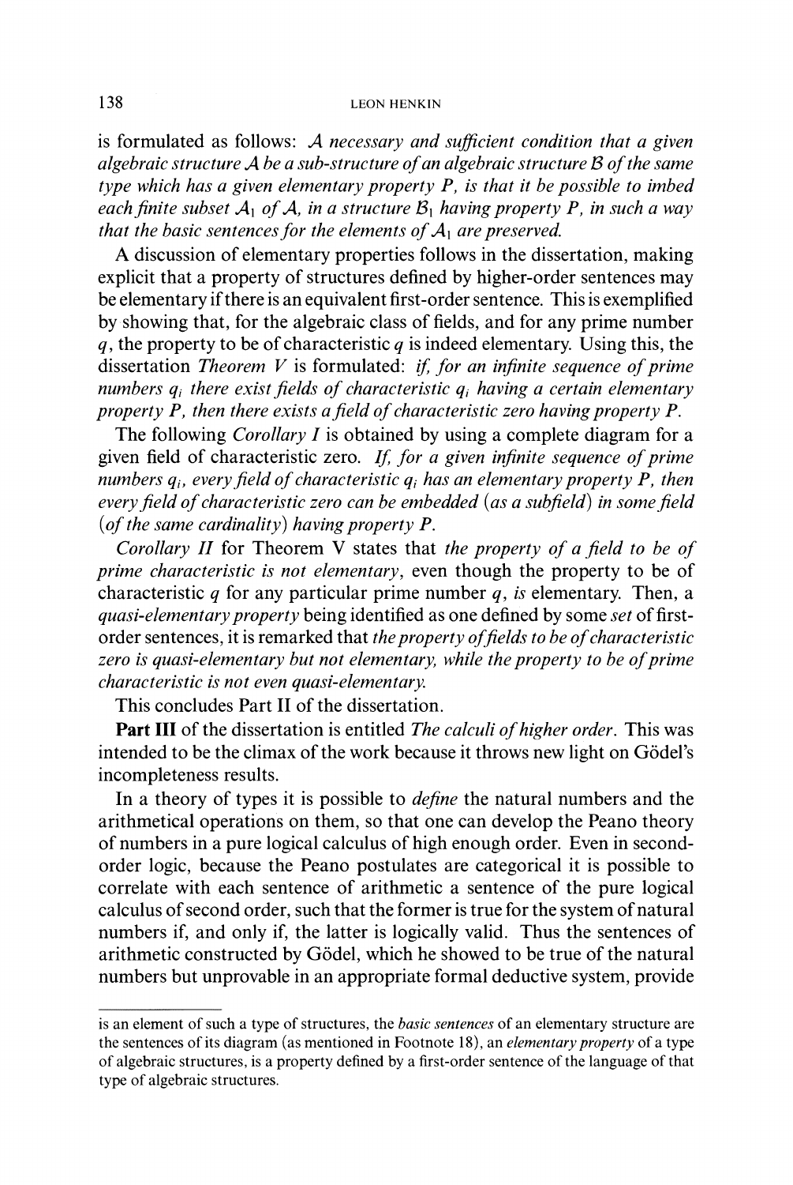is formulated as follows: *A necessary and sufficient condition that a given algebraic structure $\mathcal{A}$ be a sub-structure of an algebraic structure $\mathcal{B}$ of the same type which has a given elementary property $P$, is that it be possible to imbed each finite subset $\mathcal{A}_1$ of $\mathcal{A}$, in a structure $\mathcal{B}_1$ having property $P$, in such a way that the basic sentences for the elements of $\mathcal{A}_1$ are preserved.*

A discussion of elementary properties follows in the dissertation, making explicit that a property of structures defined by higher-order sentences may be elementary if there is an equivalent first-order sentence. This is exemplified by showing that, for the algebraic class of fields, and for any prime number $q$, the property to be of characteristic $q$ is indeed elementary. Using this, the dissertation *Theorem V* is formulated: *if, for an infinite sequence of prime numbers $q_i$ there exist fields of characteristic $q_i$ having a certain elementary property $P$, then there exists a field of characteristic zero having property $P$.*

The following *Corollary I* is obtained by using a complete diagram for a given field of characteristic zero. *If, for a given infinite sequence of prime numbers $q_i$, every field of characteristic $q_i$ has an elementary property $P$, then every field of characteristic zero can be embedded (as a subfield) in some field (of the same cardinality) having property $P$.*

*Corollary II* for Theorem V states that *the property of a field to be of prime characteristic is not elementary*, even though the property to be of characteristic $q$ for any particular prime number $q$, *is* elementary. Then, a *quasi-elementary property* being identified as one defined by some *set* of first-order sentences, it is remarked that *the property of fields to be of characteristic zero is quasi-elementary but not elementary, while the property to be of prime characteristic is not even quasi-elementary.*

This concludes Part II of the dissertation.

**Part III** of the dissertation is entitled *The calculi of higher order*. This was intended to be the climax of the work because it throws new light on Gödel's incompleteness results.

In a theory of types it is possible to *define* the natural numbers and the arithmetical operations on them, so that one can develop the Peano theory of numbers in a pure logical calculus of high enough order. Even in second-order logic, because the Peano postulates are categorical it is possible to correlate with each sentence of arithmetic a sentence of the pure logical calculus of second order, such that the former is true for the system of natural numbers if, and only if, the latter is logically valid. Thus the sentences of arithmetic constructed by Gödel, which he showed to be true of the natural numbers but unprovable in an appropriate formal deductive system, provide

---

is an element of such a type of structures, the *basic sentences* of an elementary structure are the sentences of its diagram (as mentioned in Footnote 18), an *elementary property* of a type of algebraic structures, is a property defined by a first-order sentence of the language of that type of algebraic structures.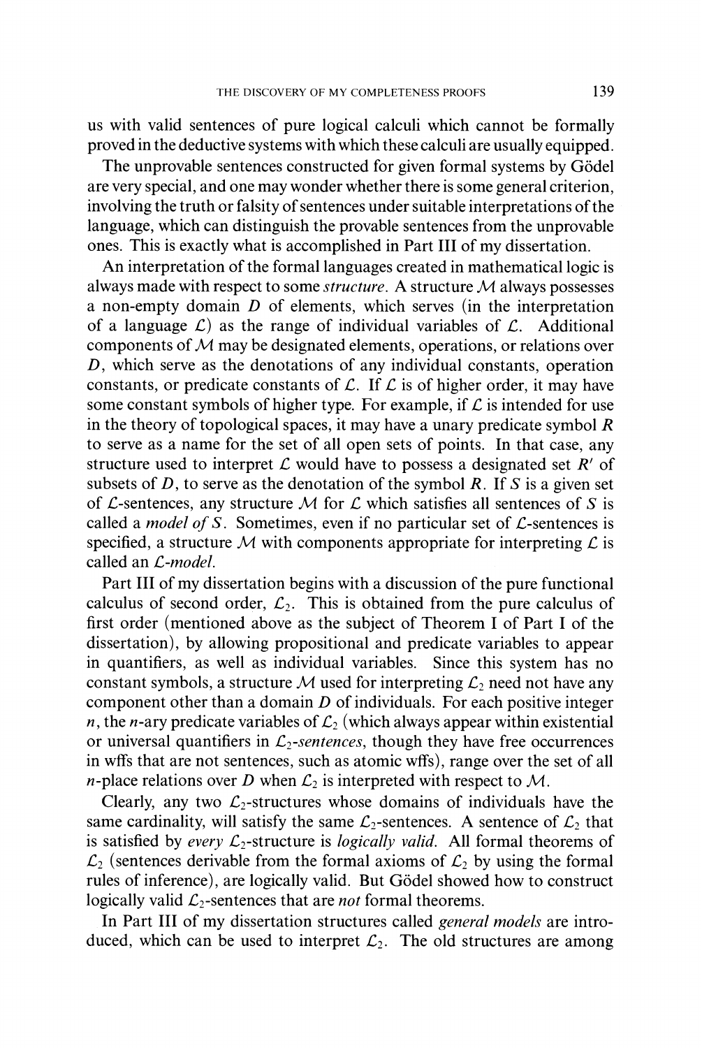us with valid sentences of pure logical calculi which cannot be formally proved in the deductive systems with which these calculi are usually equipped.

The unprovable sentences constructed for given formal systems by Gödel are very special, and one may wonder whether there is some general criterion, involving the truth or falsity of sentences under suitable interpretations of the language, which can distinguish the provable sentences from the unprovable ones. This is exactly what is accomplished in Part III of my dissertation.

An interpretation of the formal languages created in mathematical logic is always made with respect to some *structure*. A structure $\mathcal{M}$ always possesses a non-empty domain $D$ of elements, which serves (in the interpretation of a language $\mathcal{L}$) as the range of individual variables of $\mathcal{L}$. Additional components of $\mathcal{M}$ may be designated elements, operations, or relations over $D$, which serve as the denotations of any individual constants, operation constants, or predicate constants of $\mathcal{L}$. If $\mathcal{L}$ is of higher order, it may have some constant symbols of higher type. For example, if $\mathcal{L}$ is intended for use in the theory of topological spaces, it may have a unary predicate symbol $R$ to serve as a name for the set of all open sets of points. In that case, any structure used to interpret $\mathcal{L}$ would have to possess a designated set $R'$ of subsets of $D$, to serve as the denotation of the symbol $R$. If $S$ is a given set of $\mathcal{L}$-sentences, any structure $\mathcal{M}$ for $\mathcal{L}$ which satisfies all sentences of $S$ is called a *model of* $S$. Sometimes, even if no particular set of $\mathcal{L}$-sentences is specified, a structure $\mathcal{M}$ with components appropriate for interpreting $\mathcal{L}$ is called an $\mathcal{L}$*-model*.

Part III of my dissertation begins with a discussion of the pure functional calculus of second order, $\mathcal{L}_2$. This is obtained from the pure calculus of first order (mentioned above as the subject of Theorem I of Part I of the dissertation), by allowing propositional and predicate variables to appear in quantifiers, as well as individual variables. Since this system has no constant symbols, a structure $\mathcal{M}$ used for interpreting $\mathcal{L}_2$ need not have any component other than a domain $D$ of individuals. For each positive integer $n$, the $n$-ary predicate variables of $\mathcal{L}_2$ (which always appear within existential or universal quantifiers in $\mathcal{L}_2$*-sentences*, though they have free occurrences in wffs that are not sentences, such as atomic wffs), range over the set of all $n$-place relations over $D$ when $\mathcal{L}_2$ is interpreted with respect to $\mathcal{M}$.

Clearly, any two $\mathcal{L}_2$-structures whose domains of individuals have the same cardinality, will satisfy the same $\mathcal{L}_2$-sentences. A sentence of $\mathcal{L}_2$ that is satisfied by *every* $\mathcal{L}_2$-structure is *logically valid*. All formal theorems of $\mathcal{L}_2$ (sentences derivable from the formal axioms of $\mathcal{L}_2$ by using the formal rules of inference), are logically valid. But Gödel showed how to construct logically valid $\mathcal{L}_2$-sentences that are *not* formal theorems.

In Part III of my dissertation structures called *general models* are introduced, which can be used to interpret $\mathcal{L}_2$. The old structures are among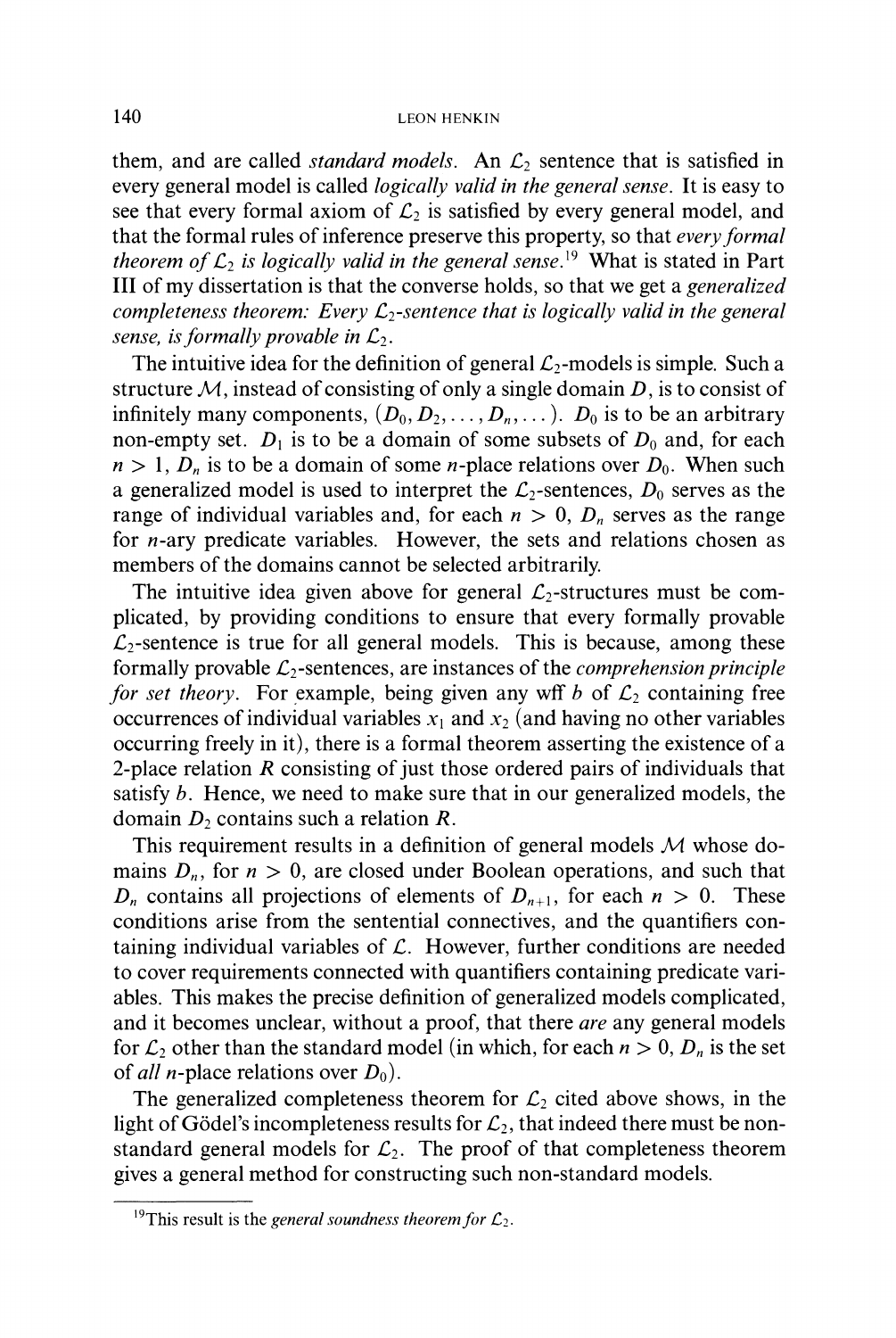them, and are called *standard models*. An $\mathcal{L}_2$ sentence that is satisfied in every general model is called *logically valid in the general sense*. It is easy to see that every formal axiom of $\mathcal{L}_2$ is satisfied by every general model, and that the formal rules of inference preserve this property, so that *every formal theorem of $\mathcal{L}_2$ is logically valid in the general sense*.[19] What is stated in Part III of my dissertation is that the converse holds, so that we get a *generalized completeness theorem: Every $\mathcal{L}_2$-sentence that is logically valid in the general sense, is formally provable in $\mathcal{L}_2$*.

The intuitive idea for the definition of general $\mathcal{L}_2$-models is simple. Such a structure $\mathcal{M}$, instead of consisting of only a single domain $D$, is to consist of infinitely many components, $(D_0, D_2, \dots, D_n, \dots)$. $D_0$ is to be an arbitrary non-empty set. $D_1$ is to be a domain of some subsets of $D_0$ and, for each $n > 1$, $D_n$ is to be a domain of some $n$-place relations over $D_0$. When such a generalized model is used to interpret the $\mathcal{L}_2$-sentences, $D_0$ serves as the range of individual variables and, for each $n > 0$, $D_n$ serves as the range for $n$-ary predicate variables. However, the sets and relations chosen as members of the domains cannot be selected arbitrarily.

The intuitive idea given above for general $\mathcal{L}_2$-structures must be complicated, by providing conditions to ensure that every formally provable $\mathcal{L}_2$-sentence is true for all general models. This is because, among these formally provable $\mathcal{L}_2$-sentences, are instances of the *comprehension principle for set theory*. For example, being given any wff $b$ of $\mathcal{L}_2$ containing free occurrences of individual variables $x_1$ and $x_2$ (and having no other variables occurring freely in it), there is a formal theorem asserting the existence of a 2-place relation $R$ consisting of just those ordered pairs of individuals that satisfy $b$. Hence, we need to make sure that in our generalized models, the domain $D_2$ contains such a relation $R$.

This requirement results in a definition of general models $\mathcal{M}$ whose domains $D_n$, for $n > 0$, are closed under Boolean operations, and such that $D_n$ contains all projections of elements of $D_{n+1}$, for each $n > 0$. These conditions arise from the sentential connectives, and the quantifiers containing individual variables of $\mathcal{L}$. However, further conditions are needed to cover requirements connected with quantifiers containing predicate variables. This makes the precise definition of generalized models complicated, and it becomes unclear, without a proof, that there *are* any general models for $\mathcal{L}_2$ other than the standard model (in which, for each $n > 0$, $D_n$ is the set of *all* $n$-place relations over $D_0$).

The generalized completeness theorem for $\mathcal{L}_2$ cited above shows, in the light of Gödel's incompleteness results for $\mathcal{L}_2$, that indeed there must be non-standard general models for $\mathcal{L}_2$. The proof of that completeness theorem gives a general method for constructing such non-standard models.

---

[19] This result is the *general soundness theorem for $\mathcal{L}_2$*.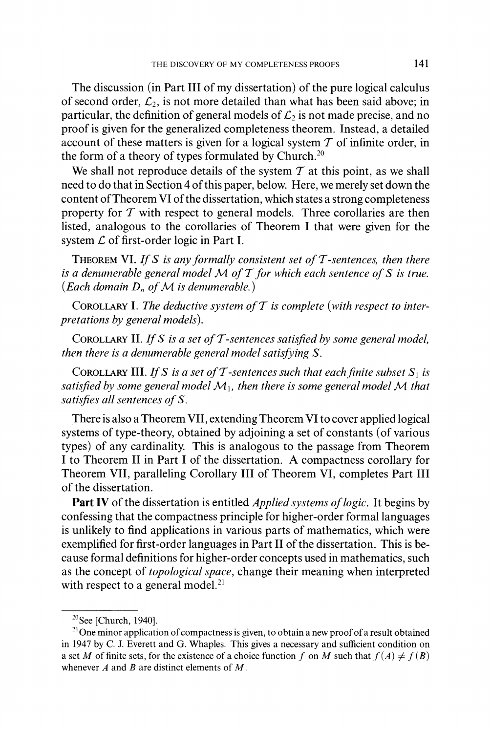The discussion (in Part III of my dissertation) of the pure logical calculus of second order, $\mathcal{L}_2$, is not more detailed than what has been said above; in particular, the definition of general models of $\mathcal{L}_2$ is not made precise, and no proof is given for the generalized completeness theorem. Instead, a detailed account of these matters is given for a logical system $\mathcal{T}$ of infinite order, in the form of a theory of types formulated by Church.[20]

We shall not reproduce details of the system $\mathcal{T}$ at this point, as we shall need to do that in Section 4 of this paper, below. Here, we merely set down the content of Theorem VI of the dissertation, which states a strong completeness property for $\mathcal{T}$ with respect to general models. Three corollaries are then listed, analogous to the corollaries of Theorem I that were given for the system $\mathcal{L}$ of first-order logic in Part I.

THEOREM VI. *If $S$ is any formally consistent set of $\mathcal{T}$-sentences, then there is a denumerable general model $\mathcal{M}$ of $\mathcal{T}$ for which each sentence of $S$ is true. (Each domain $D_n$ of $\mathcal{M}$ is denumerable.)*

COROLLARY I. *The deductive system of $\mathcal{T}$ is complete (with respect to interpretations by general models).*

COROLLARY II. *If $S$ is a set of $\mathcal{T}$-sentences satisfied by some general model, then there is a denumerable general model satisfying $S$.*

COROLLARY III. *If $S$ is a set of $\mathcal{T}$-sentences such that each finite subset $S_1$ is satisfied by some general model $\mathcal{M}_1$, then there is some general model $\mathcal{M}$ that satisfies all sentences of $S$.*

There is also a Theorem VII, extending Theorem VI to cover applied logical systems of type-theory, obtained by adjoining a set of constants (of various types) of any cardinality. This is analogous to the passage from Theorem I to Theorem II in Part I of the dissertation. A compactness corollary for Theorem VII, paralleling Corollary III of Theorem VI, completes Part III of the dissertation.

**Part IV** of the dissertation is entitled *Applied systems of logic*. It begins by confessing that the compactness principle for higher-order formal languages is unlikely to find applications in various parts of mathematics, which were exemplified for first-order languages in Part II of the dissertation. This is because formal definitions for higher-order concepts used in mathematics, such as the concept of *topological space*, change their meaning when interpreted with respect to a general model.[21]

---

[20] See [Church, 1940].

[21] One minor application of compactness is given, to obtain a new proof of a result obtained in 1947 by C. J. Everett and G. Whaples. This gives a necessary and sufficient condition on a set $M$ of finite sets, for the existence of a choice function $f$ on $M$ such that $f(A) \neq f(B)$ whenever $A$ and $B$ are distinct elements of $M$.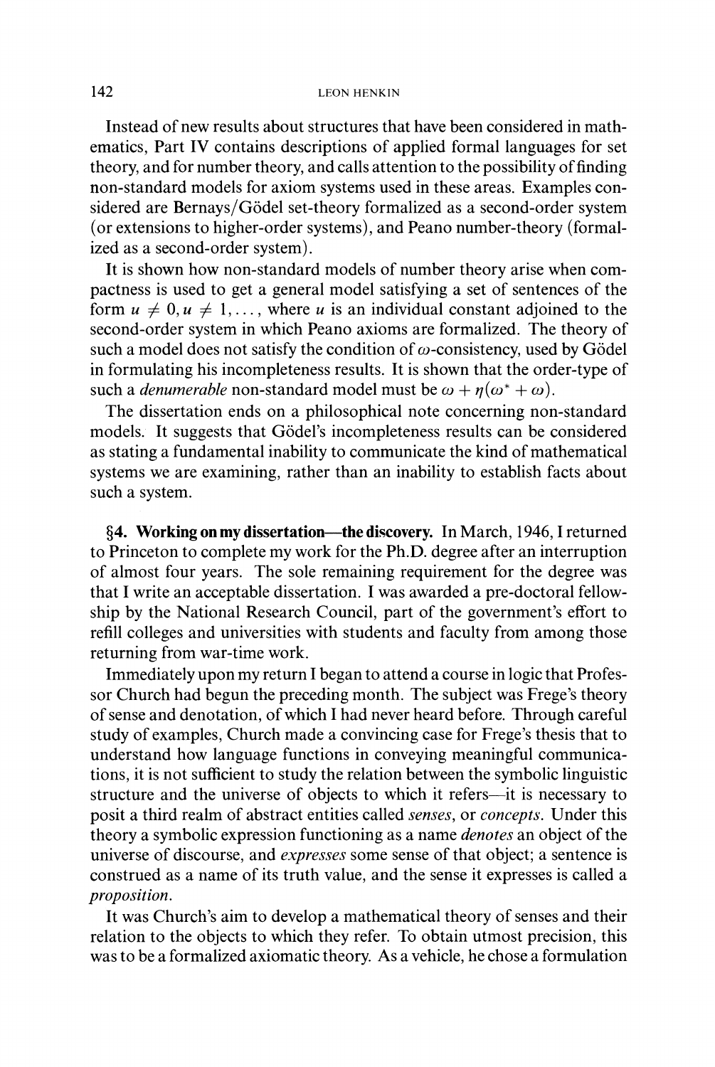Instead of new results about structures that have been considered in mathematics, Part IV contains descriptions of applied formal languages for set theory, and for number theory, and calls attention to the possibility of finding non-standard models for axiom systems used in these areas. Examples considered are Bernays/Gödel set-theory formalized as a second-order system (or extensions to higher-order systems), and Peano number-theory (formalized as a second-order system).

It is shown how non-standard models of number theory arise when compactness is used to get a general model satisfying a set of sentences of the form $u \neq 0, u \neq 1, \ldots$, where $u$ is an individual constant adjoined to the second-order system in which Peano axioms are formalized. The theory of such a model does not satisfy the condition of $\omega$-consistency, used by Gödel in formulating his incompleteness results. It is shown that the order-type of such a *denumerable* non-standard model must be $\omega + \eta(\omega^* + \omega)$.

The dissertation ends on a philosophical note concerning non-standard models. It suggests that Gödel's incompleteness results can be considered as stating a fundamental inability to communicate the kind of mathematical systems we are examining, rather than an inability to establish facts about such a system.

**§4. Working on my dissertation—the discovery.** In March, 1946, I returned to Princeton to complete my work for the Ph.D. degree after an interruption of almost four years. The sole remaining requirement for the degree was that I write an acceptable dissertation. I was awarded a pre-doctoral fellowship by the National Research Council, part of the government's effort to refill colleges and universities with students and faculty from among those returning from war-time work.

Immediately upon my return I began to attend a course in logic that Professor Church had begun the preceding month. The subject was Frege's theory of sense and denotation, of which I had never heard before. Through careful study of examples, Church made a convincing case for Frege's thesis that to understand how language functions in conveying meaningful communications, it is not sufficient to study the relation between the symbolic linguistic structure and the universe of objects to which it refers—it is necessary to posit a third realm of abstract entities called *senses*, or *concepts*. Under this theory a symbolic expression functioning as a name *denotes* an object of the universe of discourse, and *expresses* some sense of that object; a sentence is construed as a name of its truth value, and the sense it expresses is called a *proposition*.

It was Church's aim to develop a mathematical theory of senses and their relation to the objects to which they refer. To obtain utmost precision, this was to be a formalized axiomatic theory. As a vehicle, he chose a formulation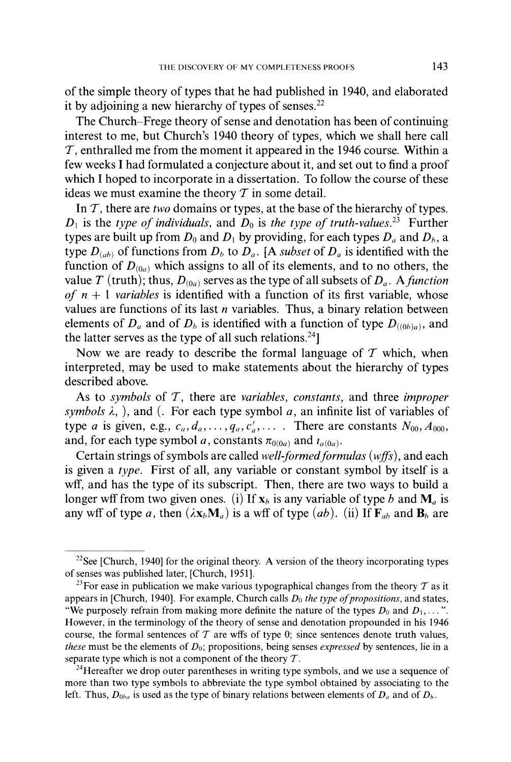of the simple theory of types that he had published in 1940, and elaborated it by adjoining a new hierarchy of types of senses.[22]

The Church–Frege theory of sense and denotation has been of continuing interest to me, but Church's 1940 theory of types, which we shall here call $\mathcal{T}$, enthralled me from the moment it appeared in the 1946 course. Within a few weeks I had formulated a conjecture about it, and set out to find a proof which I hoped to incorporate in a dissertation. To follow the course of these ideas we must examine the theory $\mathcal{T}$ in some detail.

In $\mathcal{T}$, there are *two* domains or types, at the base of the hierarchy of types. $D_1$ is the *type of individuals*, and $D_0$ is *the type of truth-values*.[23] Further types are built up from $D_0$ and $D_1$ by providing, for each types $D_a$ and $D_b$, a type $D_{(ab)}$ of functions from $D_b$ to $D_a$. [A *subset* of $D_a$ is identified with the function of $D_{(0a)}$ which assigns to all of its elements, and to no others, the value $T$ (truth); thus, $D_{(0a)}$ serves as the type of all subsets of $D_a$. A *function of $n + 1$ variables* is identified with a function of its first variable, whose values are functions of its last $n$ variables. Thus, a binary relation between elements of $D_a$ and of $D_b$ is identified with a function of type $D_{((0b)a)}$, and the latter serves as the type of all such relations.[24]]

Now we are ready to describe the formal language of $\mathcal{T}$ which, when interpreted, may be used to make statements about the hierarchy of types described above.

As to *symbols* of $\mathcal{T}$, there are *variables*, *constants*, and three *improper symbols* $\lambda$, ), and (. For each type symbol $a$, an infinite list of variables of type $a$ is given, e.g., $c_a, d_a, \ldots, q_a, c'_a, \ldots$ . There are constants $N_{00}, A_{000}$, and, for each type symbol $a$, constants $\pi_{0(0a)}$ and $\iota_{a(0a)}$.

Certain strings of symbols are called *well-formed formulas* (*wffs*), and each is given a *type*. First of all, any variable or constant symbol by itself is a wff, and has the type of its subscript. Then, there are two ways to build a longer wff from two given ones. (i) If $\mathbf{x}_b$ is any variable of type $b$ and $\mathbf{M}_a$ is any wff of type $a$, then $(\lambda \mathbf{x}_b \mathbf{M}_a)$ is a wff of type $(ab)$. (ii) If $\mathbf{F}_{ab}$ and $\mathbf{B}_b$ are

---

[22] See [Church, 1940] for the original theory. A version of the theory incorporating types of senses was published later, [Church, 1951].

[23] For ease in publication we make various typographical changes from the theory $\mathcal{T}$ as it appears in [Church, 1940]. For example, Church calls $D_0$ *the type of propositions*, and states, "We purposely refrain from making more definite the nature of the types $D_0$ and $D_1, \ldots$". However, in the terminology of the theory of sense and denotation propounded in his 1946 course, the formal sentences of $\mathcal{T}$ are wffs of type 0; since sentences denote truth values, *these* must be the elements of $D_0$; propositions, being senses *expressed* by sentences, lie in a separate type which is not a component of the theory $\mathcal{T}$.

[24] Hereafter we drop outer parentheses in writing type symbols, and we use a sequence of more than two type symbols to abbreviate the type symbol obtained by associating to the left. Thus, $D_{0ba}$ is used as the type of binary relations between elements of $D_a$ and of $D_b$.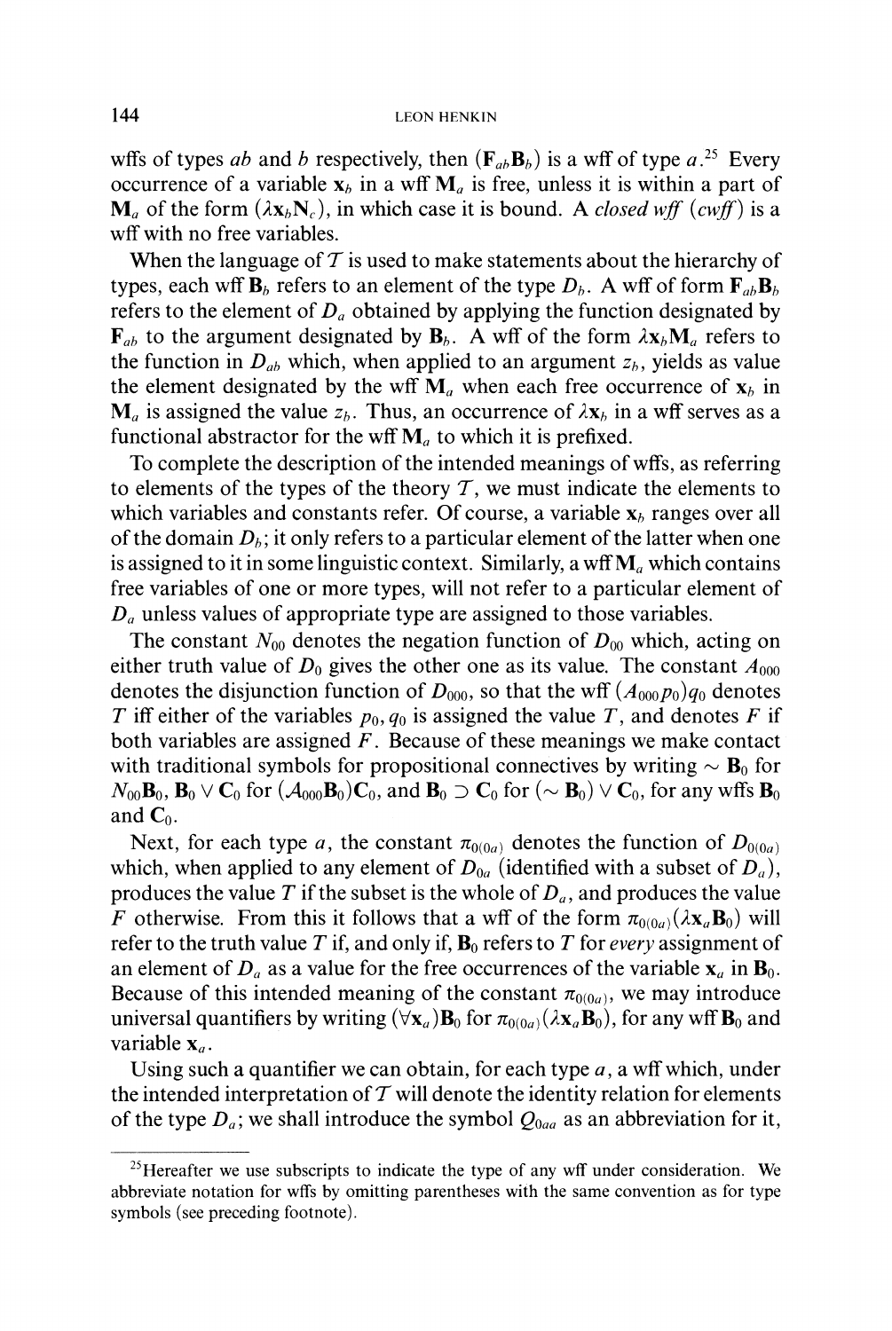wffs of types $ab$ and $b$ respectively, then $(\mathbf{F}_{ab}\mathbf{B}_b)$ is a wff of type $a$.[25] Every occurrence of a variable $\mathbf{x}_b$ in a wff $\mathbf{M}_a$ is free, unless it is within a part of $\mathbf{M}_a$ of the form $(\lambda \mathbf{x}_b \mathbf{N}_c)$, in which case it is bound. A *closed wff* (*cwff*) is a wff with no free variables.

When the language of $\mathcal{T}$ is used to make statements about the hierarchy of types, each wff $\mathbf{B}_b$ refers to an element of the type $D_b$. A wff of form $\mathbf{F}_{ab}\mathbf{B}_b$ refers to the element of $D_a$ obtained by applying the function designated by $\mathbf{F}_{ab}$ to the argument designated by $\mathbf{B}_b$. A wff of the form $\lambda \mathbf{x}_b \mathbf{M}_a$ refers to the function in $D_{ab}$ which, when applied to an argument $z_b$, yields as value the element designated by the wff $\mathbf{M}_a$ when each free occurrence of $\mathbf{x}_b$ in $\mathbf{M}_a$ is assigned the value $z_b$. Thus, an occurrence of $\lambda \mathbf{x}_b$ in a wff serves as a functional abstractor for the wff $\mathbf{M}_a$ to which it is prefixed.

To complete the description of the intended meanings of wffs, as referring to elements of the types of the theory $\mathcal{T}$, we must indicate the elements to which variables and constants refer. Of course, a variable $\mathbf{x}_b$ ranges over all of the domain $D_b$; it only refers to a particular element of the latter when one is assigned to it in some linguistic context. Similarly, a wff $\mathbf{M}_a$ which contains free variables of one or more types, will not refer to a particular element of $D_a$ unless values of appropriate type are assigned to those variables.

The constant $N_{00}$ denotes the negation function of $D_{00}$ which, acting on either truth value of $D_0$ gives the other one as its value. The constant $A_{000}$ denotes the disjunction function of $D_{000}$, so that the wff $(A_{000}p_0)q_0$ denotes $T$ iff either of the variables $p_0, q_0$ is assigned the value $T$, and denotes $F$ if both variables are assigned $F$. Because of these meanings we make contact with traditional symbols for propositional connectives by writing $\sim \mathbf{B}_0$ for $N_{00}\mathbf{B}_0$, $\mathbf{B}_0 \vee \mathbf{C}_0$ for $(A_{000}\mathbf{B}_0)\mathbf{C}_0$, and $\mathbf{B}_0 \supset \mathbf{C}_0$ for $(\sim \mathbf{B}_0) \vee \mathbf{C}_0$, for any wffs $\mathbf{B}_0$ and $\mathbf{C}_0$.

Next, for each type $a$, the constant $\pi_{0(0a)}$ denotes the function of $D_{0(0a)}$ which, when applied to any element of $D_{0a}$ (identified with a subset of $D_a$), produces the value $T$ if the subset is the whole of $D_a$, and produces the value $F$ otherwise. From this it follows that a wff of the form $\pi_{0(0a)}(\lambda \mathbf{x}_a \mathbf{B}_0)$ will refer to the truth value $T$ if, and only if, $\mathbf{B}_0$ refers to $T$ for *every* assignment of an element of $D_a$ as a value for the free occurrences of the variable $\mathbf{x}_a$ in $\mathbf{B}_0$. Because of this intended meaning of the constant $\pi_{0(0a)}$, we may introduce universal quantifiers by writing $(\forall \mathbf{x}_a)\mathbf{B}_0$ for $\pi_{0(0a)}(\lambda \mathbf{x}_a \mathbf{B}_0)$, for any wff $\mathbf{B}_0$ and variable $\mathbf{x}_a$.

Using such a quantifier we can obtain, for each type $a$, a wff which, under the intended interpretation of $\mathcal{T}$ will denote the identity relation for elements of the type $D_a$; we shall introduce the symbol $Q_{0aa}$ as an abbreviation for it,

---

[25] Hereafter we use subscripts to indicate the type of any wff under consideration. We abbreviate notation for wffs by omitting parentheses with the same convention as for type symbols (see preceding footnote).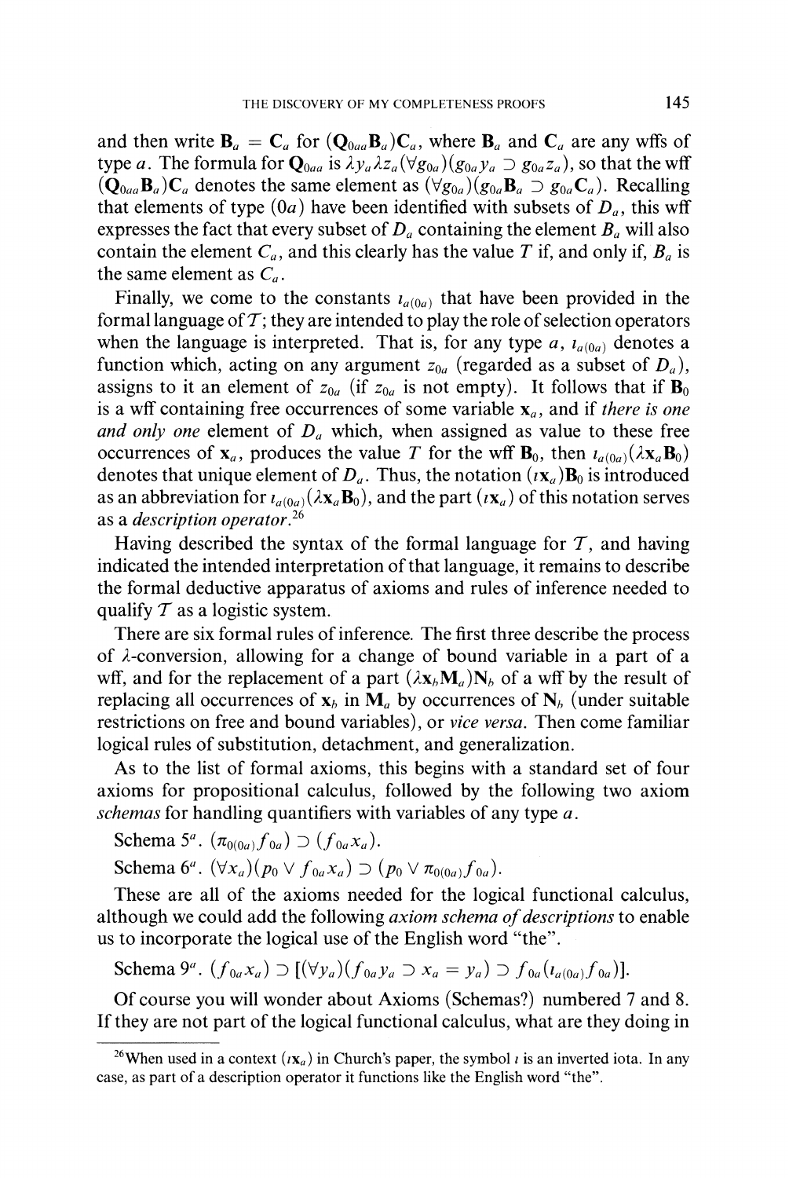and then write $\mathbf{B}_a = \mathbf{C}_a$ for $(\mathbf{Q}_{0aa}\mathbf{B}_a)\mathbf{C}_a$, where $\mathbf{B}_a$ and $\mathbf{C}_a$ are any wffs of type $a$. The formula for $\mathbf{Q}_{0aa}$ is $\lambda y_a \lambda z_a (\forall g_{0a})(g_{0a} y_a \supset g_{0a} z_a)$, so that the wff $(\mathbf{Q}_{0aa}\mathbf{B}_a)\mathbf{C}_a$ denotes the same element as $(\forall g_{0a})(g_{0a}\mathbf{B}_a \supset g_{0a}\mathbf{C}_a)$. Recalling that elements of type $(0a)$ have been identified with subsets of $D_a$, this wff expresses the fact that every subset of $D_a$ containing the element $B_a$ will also contain the element $C_a$, and this clearly has the value $T$ if, and only if, $B_a$ is the same element as $C_a$.

Finally, we come to the constants $\iota_{a(0a)}$ that have been provided in the formal language of $\mathcal{T}$; they are intended to play the role of selection operators when the language is interpreted. That is, for any type $a$, $\iota_{a(0a)}$ denotes a function which, acting on any argument $z_{0a}$ (regarded as a subset of $D_a$), assigns to it an element of $z_{0a}$ (if $z_{0a}$ is not empty). It follows that if $\mathbf{B}_0$ is a wff containing free occurrences of some variable $\mathbf{x}_a$, and if *there is one and only one* element of $D_a$ which, when assigned as value to these free occurrences of $\mathbf{x}_a$, produces the value $T$ for the wff $\mathbf{B}_0$, then $\iota_{a(0a)}(\lambda \mathbf{x}_a \mathbf{B}_0)$ denotes that unique element of $D_a$. Thus, the notation $(\iota \mathbf{x}_a)\mathbf{B}_0$ is introduced as an abbreviation for $\iota_{a(0a)}(\lambda \mathbf{x}_a \mathbf{B}_0)$, and the part $(\iota \mathbf{x}_a)$ of this notation serves as a *description operator*.[26]

Having described the syntax of the formal language for $\mathcal{T}$, and having indicated the intended interpretation of that language, it remains to describe the formal deductive apparatus of axioms and rules of inference needed to qualify $\mathcal{T}$ as a logistic system.

There are six formal rules of inference. The first three describe the process of $\lambda$-conversion, allowing for a change of bound variable in a part of a wff, and for the replacement of a part $(\lambda \mathbf{x}_b \mathbf{M}_a)\mathbf{N}_b$ of a wff by the result of replacing all occurrences of $\mathbf{x}_b$ in $\mathbf{M}_a$ by occurrences of $\mathbf{N}_b$ (under suitable restrictions on free and bound variables), or *vice versa*. Then come familiar logical rules of substitution, detachment, and generalization.

As to the list of formal axioms, this begins with a standard set of four axioms for propositional calculus, followed by the following two axiom *schemas* for handling quantifiers with variables of any type $a$.

Schema $5^a$. $(\pi_{0(0a)} f_{0a}) \supset (f_{0a} x_a)$.

Schema $6^a$. $(\forall x_a)(p_0 \vee f_{0a} x_a) \supset (p_0 \vee \pi_{0(0a)} f_{0a})$.

These are all of the axioms needed for the logical functional calculus, although we could add the following *axiom schema of descriptions* to enable us to incorporate the logical use of the English word "the".

Schema $9^a$. $(f_{0a} x_a) \supset [(\forall y_a)(f_{0a} y_a \supset x_a = y_a) \supset f_{0a}(\iota_{a(0a)} f_{0a})]$.

Of course you will wonder about Axioms (Schemas?) numbered 7 and 8. If they are not part of the logical functional calculus, what are they doing in

[26] When used in a context $(\iota \mathbf{x}_a)$ in Church's paper, the symbol $\iota$ is an inverted iota. In any case, as part of a description operator it functions like the English word "the".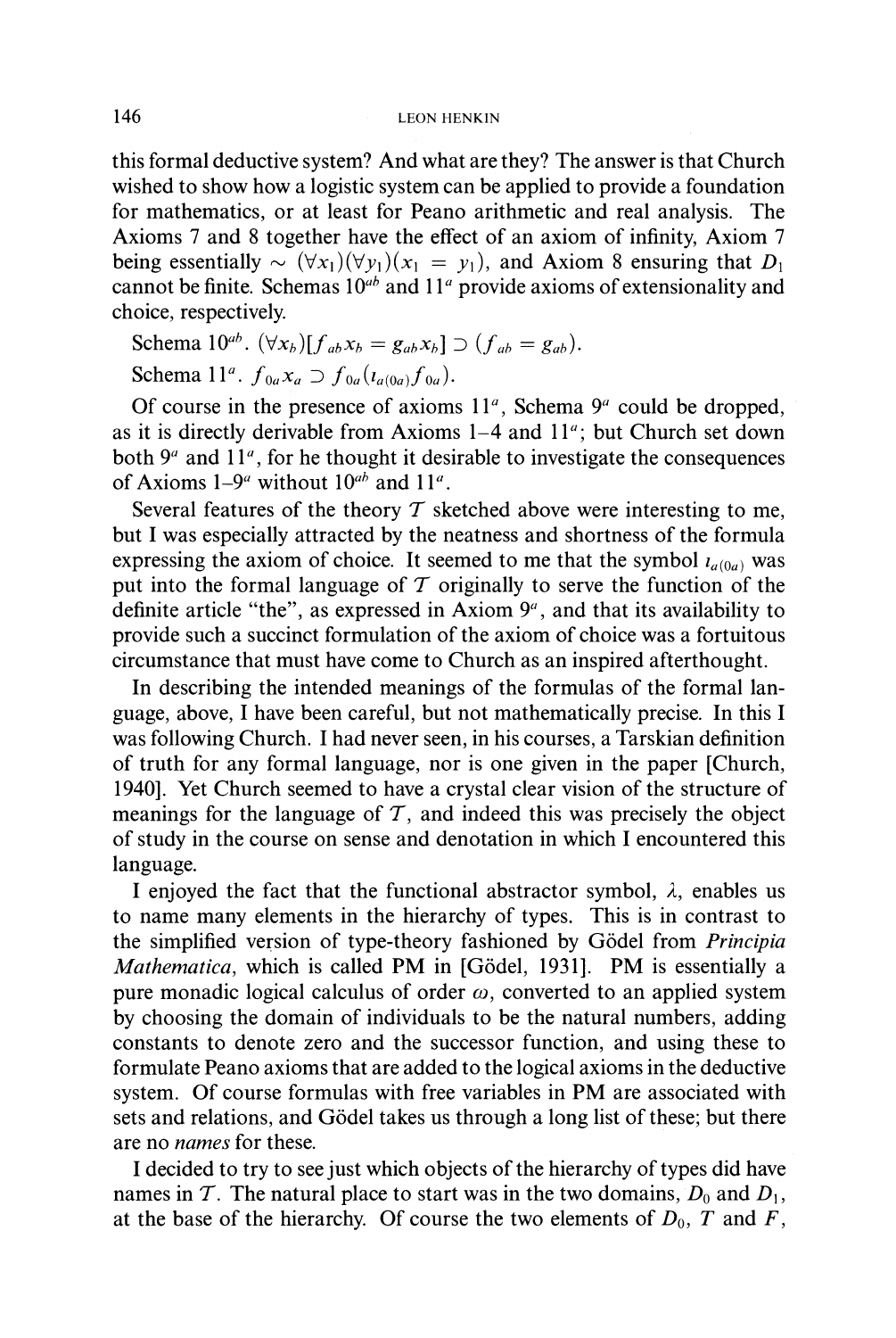this formal deductive system? And what are they? The answer is that Church wished to show how a logistic system can be applied to provide a foundation for mathematics, or at least for Peano arithmetic and real analysis. The Axioms 7 and 8 together have the effect of an axiom of infinity, Axiom 7 being essentially $\sim (\forall x_1)(\forall y_1)(x_1 = y_1)$, and Axiom 8 ensuring that $D_1$ cannot be finite. Schemas $10^{ab}$ and $11^{a}$ provide axioms of extensionality and choice, respectively.

Schema $10^{ab}$. $(\forall x_b)[f_{ab}x_b = g_{ab}x_b] \supset (f_{ab} = g_{ab})$.

Schema $11^{a}$. $f_{0a}x_a \supset f_{0a}(\iota_{a(0a)}f_{0a})$.

Of course in the presence of axioms $11^{a}$, Schema $9^{a}$ could be dropped, as it is directly derivable from Axioms 1–4 and $11^{a}$; but Church set down both $9^{a}$ and $11^{a}$, for he thought it desirable to investigate the consequences of Axioms 1–$9^{a}$ without $10^{ab}$ and $11^{a}$.

Several features of the theory $\mathcal{T}$ sketched above were interesting to me, but I was especially attracted by the neatness and shortness of the formula expressing the axiom of choice. It seemed to me that the symbol $\iota_{a(0a)}$ was put into the formal language of $\mathcal{T}$ originally to serve the function of the definite article "the", as expressed in Axiom $9^{a}$, and that its availability to provide such a succinct formulation of the axiom of choice was a fortuitous circumstance that must have come to Church as an inspired afterthought.

In describing the intended meanings of the formulas of the formal language, above, I have been careful, but not mathematically precise. In this I was following Church. I had never seen, in his courses, a Tarskian definition of truth for any formal language, nor is one given in the paper [Church, 1940]. Yet Church seemed to have a crystal clear vision of the structure of meanings for the language of $\mathcal{T}$, and indeed this was precisely the object of study in the course on sense and denotation in which I encountered this language.

I enjoyed the fact that the functional abstractor symbol, $\lambda$, enables us to name many elements in the hierarchy of types. This is in contrast to the simplified version of type-theory fashioned by Gödel from *Principia Mathematica*, which is called PM in [Gödel, 1931]. PM is essentially a pure monadic logical calculus of order $\omega$, converted to an applied system by choosing the domain of individuals to be the natural numbers, adding constants to denote zero and the successor function, and using these to formulate Peano axioms that are added to the logical axioms in the deductive system. Of course formulas with free variables in PM are associated with sets and relations, and Gödel takes us through a long list of these; but there are no *names* for these.

I decided to try to see just which objects of the hierarchy of types did have names in $\mathcal{T}$. The natural place to start was in the two domains, $D_0$ and $D_1$, at the base of the hierarchy. Of course the two elements of $D_0$, $T$ and $F$,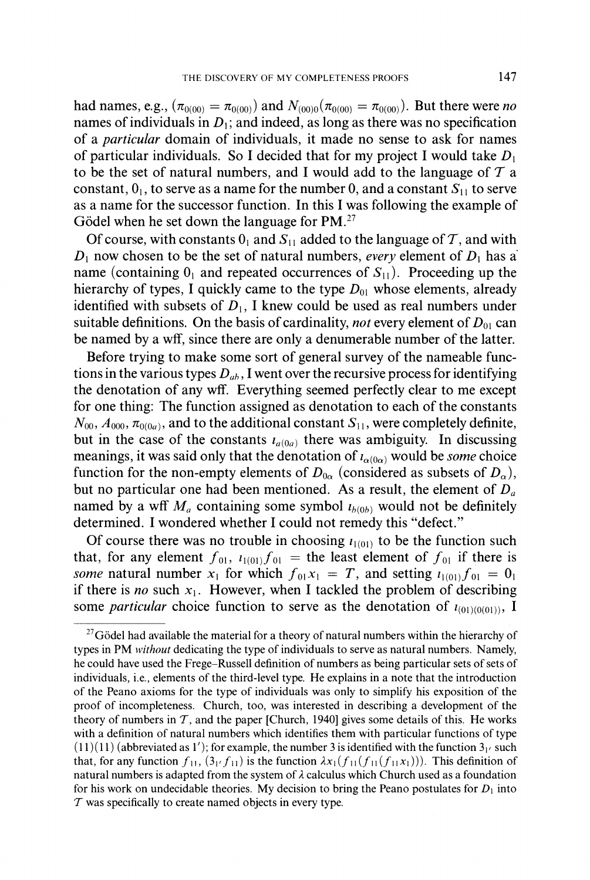had names, e.g., $(\pi_{0(00)} = \pi_{0(00)})$ and $N_{(00)0}(\pi_{0(00)} = \pi_{0(00)})$. But there were *no* names of individuals in $D_1$; and indeed, as long as there was no specification of a *particular* domain of individuals, it made no sense to ask for names of particular individuals. So I decided that for my project I would take $D_1$ to be the set of natural numbers, and I would add to the language of $\mathcal{T}$ a constant, $0_1$, to serve as a name for the number 0, and a constant $S_{11}$ to serve as a name for the successor function. In this I was following the example of Gödel when he set down the language for **PM**.[27]

Of course, with constants $0_1$ and $S_{11}$ added to the language of $\mathcal{T}$, and with $D_1$ now chosen to be the set of natural numbers, *every* element of $D_1$ has a name (containing $0_1$ and repeated occurrences of $S_{11}$). Proceeding up the hierarchy of types, I quickly came to the type $D_{01}$ whose elements, already identified with subsets of $D_1$, I knew could be used as real numbers under suitable definitions. On the basis of cardinality, *not* every element of $D_{01}$ can be named by a wff, since there are only a denumerable number of the latter.

Before trying to make some sort of general survey of the nameable functions in the various types $D_{ab}$, I went over the recursive process for identifying the denotation of any wff. Everything seemed perfectly clear to me except for one thing: The function assigned as denotation to each of the constants $N_{00}$, $A_{000}$, $\pi_{0(0a)}$, and to the additional constant $S_{11}$, were completely definite, but in the case of the constants $\iota_{a(0a)}$ there was ambiguity. In discussing meanings, it was said only that the denotation of $\iota_{\alpha(0\alpha)}$ would be *some* choice function for the non-empty elements of $D_{0\alpha}$ (considered as subsets of $D_\alpha$), but no particular one had been mentioned. As a result, the element of $D_a$ named by a wff $M_a$ containing some symbol $\iota_{b(0b)}$ would not be definitely determined. I wondered whether I could not remedy this "defect."

Of course there was no trouble in choosing $\iota_{1(01)}$ to be the function such that, for any element $f_{01}$, $\iota_{1(01)} f_{01}$ = the least element of $f_{01}$ if there is *some* natural number $x_1$ for which $f_{01} x_1 = T$, and setting $\iota_{1(01)} f_{01} = 0_1$ if there is *no* such $x_1$. However, when I tackled the problem of describing some *particular* choice function to serve as the denotation of $\iota_{(01)(0(01))}$, I

[27] Gödel had available the material for a theory of natural numbers within the hierarchy of types in PM *without* dedicating the type of individuals to serve as natural numbers. Namely, he could have used the Frege–Russell definition of numbers as being particular sets of sets of individuals, i.e., elements of the third-level type. He explains in a note that the introduction of the Peano axioms for the type of individuals was only to simplify his exposition of the proof of incompleteness. Church, too, was interested in describing a development of the theory of numbers in $\mathcal{T}$, and the paper [Church, 1940] gives some details of this. He works with a definition of natural numbers which identifies them with particular functions of type $(11)(11)$ (abbreviated as $1'$); for example, the number 3 is identified with the function $3_{1'}$ such that, for any function $f_{11}$, $(3_{1'} f_{11})$ is the function $\lambda x_1(f_{11}(f_{11}(f_{11}x_1)))$. This definition of natural numbers is adapted from the system of $\lambda$ calculus which Church used as a foundation for his work on undecidable theories. My decision to bring the Peano postulates for $D_1$ into $\mathcal{T}$ was specifically to create named objects in every type.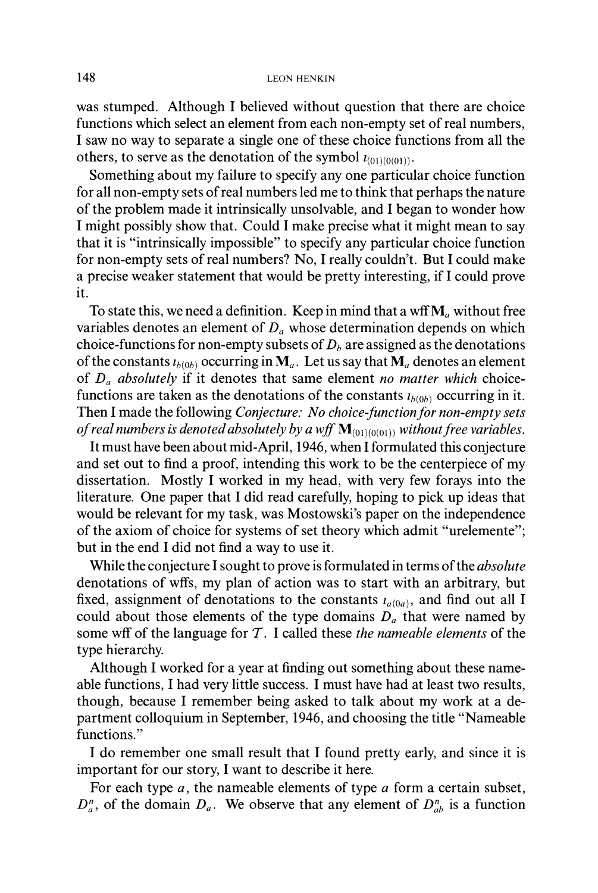was stumped. Although I believed without question that there are choice functions which select an element from each non-empty set of real numbers, I saw no way to separate a single one of these choice functions from all the others, to serve as the denotation of the symbol $\iota_{(01)(0(01))}$.

Something about my failure to specify any one particular choice function for all non-empty sets of real numbers led me to think that perhaps the nature of the problem made it intrinsically unsolvable, and I began to wonder how I might possibly show that. Could I make precise what it might mean to say that it is "intrinsically impossible" to specify any particular choice function for non-empty sets of real numbers? No, I really couldn't. But I could make a precise weaker statement that would be pretty interesting, if I could prove it.

To state this, we need a definition. Keep in mind that a wff $\mathbf{M}_a$ without free variables denotes an element of $D_a$ whose determination depends on which choice-functions for non-empty subsets of $D_b$ are assigned as the denotations of the constants $\iota_{b(0b)}$ occurring in $\mathbf{M}_a$. Let us say that $\mathbf{M}_a$ denotes an element of $D_a$ *absolutely* if it denotes that same element *no matter which* choice-functions are taken as the denotations of the constants $\iota_{b(0b)}$ occurring in it. Then I made the following *Conjecture: No choice-function for non-empty sets of real numbers is denoted absolutely by a wff* $\mathbf{M}_{(01)(0(01))}$ *without free variables.*

It must have been about mid-April, 1946, when I formulated this conjecture and set out to find a proof, intending this work to be the centerpiece of my dissertation. Mostly I worked in my head, with very few forays into the literature. One paper that I did read carefully, hoping to pick up ideas that would be relevant for my task, was Mostowski's paper on the independence of the axiom of choice for systems of set theory which admit "urelemente"; but in the end I did not find a way to use it.

While the conjecture I sought to prove is formulated in terms of the *absolute* denotations of wffs, my plan of action was to start with an arbitrary, but fixed, assignment of denotations to the constants $\iota_{a(0a)}$, and find out all I could about those elements of the type domains $D_a$ that were named by some wff of the language for $\mathcal{T}$. I called these *the nameable elements* of the type hierarchy.

Although I worked for a year at finding out something about these nameable functions, I had very little success. I must have had at least two results, though, because I remember being asked to talk about my work at a department colloquium in September, 1946, and choosing the title "Nameable functions."

I do remember one small result that I found pretty early, and since it is important for our story, I want to describe it here.

For each type $a$, the nameable elements of type $a$ form a certain subset, $D_a^n$, of the domain $D_a$. We observe that any element of $D_{ab}^n$ is a function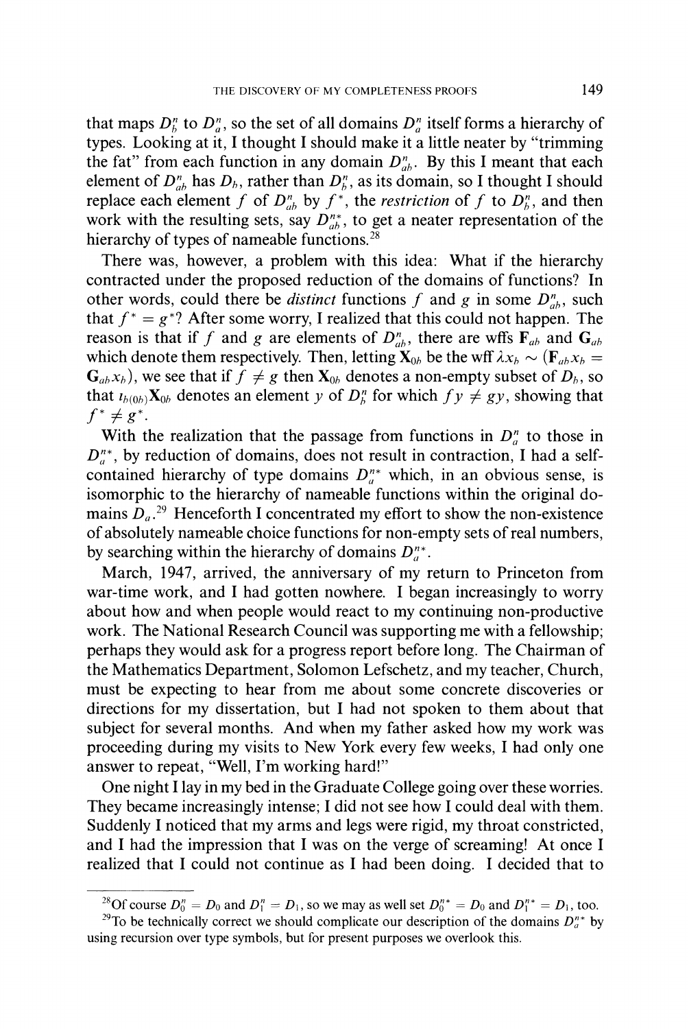that maps $D_b^n$ to $D_a^n$, so the set of all domains $D_a^n$ itself forms a hierarchy of types. Looking at it, I thought I should make it a little neater by "trimming the fat" from each function in any domain $D_{ab}^n$. By this I meant that each element of $D_{ab}^n$ has $D_b$, rather than $D_b^n$, as its domain, so I thought I should replace each element $f$ of $D_{ab}^n$ by $f^*$, the *restriction* of $f$ to $D_b^n$, and then work with the resulting sets, say $D_{ab}^{n*}$, to get a neater representation of the hierarchy of types of nameable functions.[28]

There was, however, a problem with this idea: What if the hierarchy contracted under the proposed reduction of the domains of functions? In other words, could there be *distinct* functions $f$ and $g$ in some $D_{ab}^n$, such that $f^* = g^*$? After some worry, I realized that this could not happen. The reason is that if $f$ and $g$ are elements of $D_{ab}^n$, there are wffs $\mathbf{F}_{ab}$ and $\mathbf{G}_{ab}$ which denote them respectively. Then, letting $\mathbf{X}_{0b}$ be the wff $\lambda x_b \sim (\mathbf{F}_{ab} x_b = \mathbf{G}_{ab} x_b)$, we see that if $f \neq g$ then $\mathbf{X}_{0b}$ denotes a non-empty subset of $D_b$, so that $\iota_{b(0b)} \mathbf{X}_{0b}$ denotes an element $y$ of $D_b^n$ for which $fy \neq gy$, showing that $f^* \neq g^*$.

With the realization that the passage from functions in $D_a^n$ to those in $D_a^{n*}$, by reduction of domains, does not result in contraction, I had a self-contained hierarchy of type domains $D_a^{n*}$ which, in an obvious sense, is isomorphic to the hierarchy of nameable functions within the original domains $D_a$.[29] Henceforth I concentrated my effort to show the non-existence of absolutely nameable choice functions for non-empty sets of real numbers, by searching within the hierarchy of domains $D_a^{n*}$.

March, 1947, arrived, the anniversary of my return to Princeton from war-time work, and I had gotten nowhere. I began increasingly to worry about how and when people would react to my continuing non-productive work. The National Research Council was supporting me with a fellowship; perhaps they would ask for a progress report before long. The Chairman of the Mathematics Department, Solomon Lefschetz, and my teacher, Church, must be expecting to hear from me about some concrete discoveries or directions for my dissertation, but I had not spoken to them about that subject for several months. And when my father asked how my work was proceeding during my visits to New York every few weeks, I had only one answer to repeat, "Well, I'm working hard!"

One night I lay in my bed in the Graduate College going over these worries. They became increasingly intense; I did not see how I could deal with them. Suddenly I noticed that my arms and legs were rigid, my throat constricted, and I had the impression that I was on the verge of screaming! At once I realized that I could not continue as I had been doing. I decided that to

---

[28]Of course $D_0^n = D_0$ and $D_1^n = D_1$, so we may as well set $D_0^{n*} = D_0$ and $D_1^{n*} = D_1$, too.

[29]To be technically correct we should complicate our description of the domains $D_a^{n*}$ by using recursion over type symbols, but for present purposes we overlook this.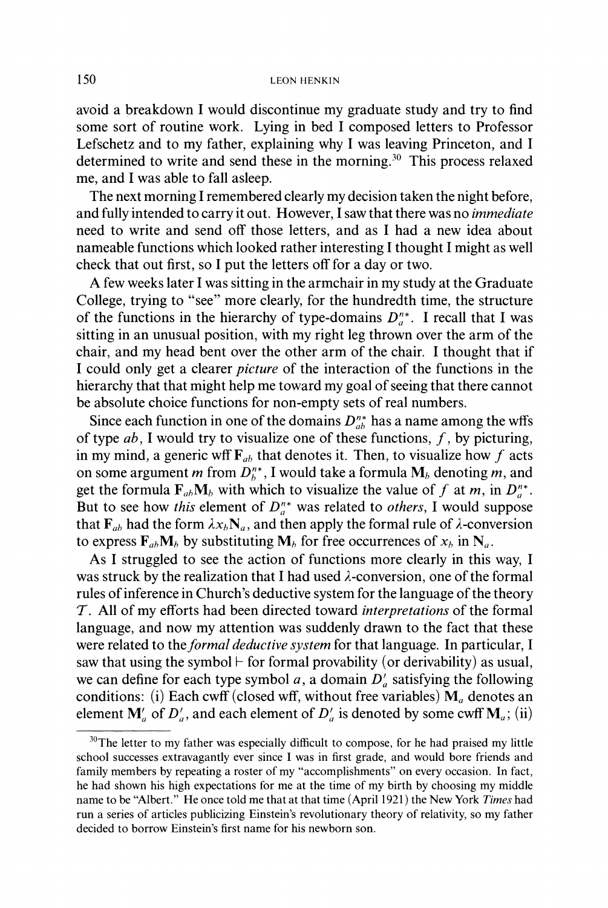avoid a breakdown I would discontinue my graduate study and try to find some sort of routine work. Lying in bed I composed letters to Professor Lefschetz and to my father, explaining why I was leaving Princeton, and I determined to write and send these in the morning.[30] This process relaxed me, and I was able to fall asleep.

The next morning I remembered clearly my decision taken the night before, and fully intended to carry it out. However, I saw that there was no *immediate* need to write and send off those letters, and as I had a new idea about nameable functions which looked rather interesting I thought I might as well check that out first, so I put the letters off for a day or two.

A few weeks later I was sitting in the armchair in my study at the Graduate College, trying to "see" more clearly, for the hundredth time, the structure of the functions in the hierarchy of type-domains $D_a^{n*}$. I recall that I was sitting in an unusual position, with my right leg thrown over the arm of the chair, and my head bent over the other arm of the chair. I thought that if I could only get a clearer *picture* of the interaction of the functions in the hierarchy that that might help me toward my goal of seeing that there cannot be absolute choice functions for non-empty sets of real numbers.

Since each function in one of the domains $D_{ab}^{n*}$ has a name among the wffs of type $ab$, I would try to visualize one of these functions, $f$, by picturing, in my mind, a generic wff $\mathbf{F}_{ab}$ that denotes it. Then, to visualize how $f$ acts on some argument $m$ from $D_b^{n*}$, I would take a formula $\mathbf{M}_b$ denoting $m$, and get the formula $\mathbf{F}_{ab}\mathbf{M}_b$ with which to visualize the value of $f$ at $m$, in $D_a^{n*}$. But to see how *this* element of $D_a^{n*}$ was related to *others*, I would suppose that $\mathbf{F}_{ab}$ had the form $\lambda x_b \mathbf{N}_a$, and then apply the formal rule of $\lambda$-conversion to express $\mathbf{F}_{ab}\mathbf{M}_b$ by substituting $\mathbf{M}_b$ for free occurrences of $x_b$ in $\mathbf{N}_a$.

As I struggled to see the action of functions more clearly in this way, I was struck by the realization that I had used $\lambda$-conversion, one of the formal rules of inference in Church's deductive system for the language of the theory $\mathcal{T}$. All of my efforts had been directed toward *interpretations* of the formal language, and now my attention was suddenly drawn to the fact that these were related to the *formal deductive system* for that language. In particular, I saw that using the symbol $\vdash$ for formal provability (or derivability) as usual, we can define for each type symbol $a$, a domain $D'_a$ satisfying the following conditions: (i) Each cwff (closed wff, without free variables) $\mathbf{M}_a$ denotes an element $\mathbf{M}'_a$ of $D'_a$, and each element of $D'_a$ is denoted by some cwff $\mathbf{M}_a$; (ii)

---

[30] The letter to my father was especially difficult to compose, for he had praised my little school successes extravagantly ever since I was in first grade, and would bore friends and family members by repeating a roster of my "accomplishments" on every occasion. In fact, he had shown his high expectations for me at the time of my birth by choosing my middle name to be "Albert." He once told me that at that time (April 1921) the New York *Times* had run a series of articles publicizing Einstein's revolutionary theory of relativity, so my father decided to borrow Einstein's first name for his newborn son.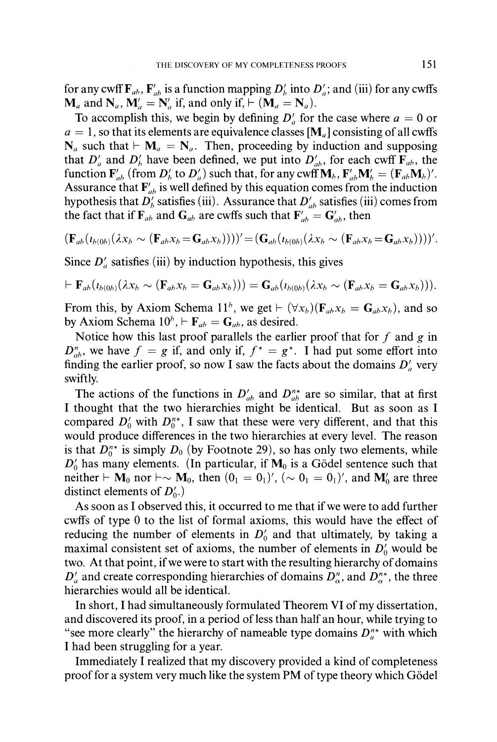for any cwff $\mathbf{F}_{ab}$, $\mathbf{F}'_{ab}$ is a function mapping $D'_b$ into $D'_a$; and (iii) for any cwffs $\mathbf{M}_a$ and $\mathbf{N}_a$, $\mathbf{M}'_a = \mathbf{N}'_a$ if, and only if, $\vdash (\mathbf{M}_a = \mathbf{N}_a)$.

To accomplish this, we begin by defining $D'_a$ for the case where $a = 0$ or $a = 1$, so that its elements are equivalence classes $[\mathbf{M}_a]$ consisting of all cwffs $\mathbf{N}_a$ such that $\vdash \mathbf{M}_a = \mathbf{N}_a$. Then, proceeding by induction and supposing that $D'_a$ and $D'_b$ have been defined, we put into $D'_{ab}$, for each cwff $\mathbf{F}_{ab}$, the function $\mathbf{F}'_{ab}$ (from $D'_b$ to $D'_a$) such that, for any cwff $\mathbf{M}_b$, $\mathbf{F}'_{ab}\mathbf{M}'_b = (\mathbf{F}_{ab}\mathbf{M}_b)'$. Assurance that $\mathbf{F}'_{ab}$ is well defined by this equation comes from the induction hypothesis that $D'_b$ satisfies (iii). Assurance that $D'_{ab}$ satisfies (iii) comes from the fact that if $\mathbf{F}_{ab}$ and $\mathbf{G}_{ab}$ are cwffs such that $\mathbf{F}'_{ab} = \mathbf{G}'_{ab}$, then

$$(\mathbf{F}_{ab}(\iota_{b(0b)}(\lambda x_b \sim (\mathbf{F}_{ab}x_b = \mathbf{G}_{ab}x_b))))' = (\mathbf{G}_{ab}(\iota_{b(0b)}(\lambda x_b \sim (\mathbf{F}_{ab}x_b = \mathbf{G}_{ab}x_b))))'.$$

Since $D'_a$ satisfies (iii) by induction hypothesis, this gives

$$\vdash \mathbf{F}_{ab}(\iota_{b(0b)}(\lambda x_b \sim (\mathbf{F}_{ab}x_b = \mathbf{G}_{ab}x_b))) = \mathbf{G}_{ab}(\iota_{b(0b)}(\lambda x_b \sim (\mathbf{F}_{ab}x_b = \mathbf{G}_{ab}x_b))).$$

From this, by Axiom Schema $11^b$, we get $\vdash (\forall x_b)(\mathbf{F}_{ab}x_b = \mathbf{G}_{ab}x_b)$, and so by Axiom Schema $10^b$, $\vdash \mathbf{F}_{ab} = \mathbf{G}_{ab}$, as desired.

Notice how this last proof parallels the earlier proof that for $f$ and $g$ in $D^n_{ab}$, we have $f = g$ if, and only if, $f^* = g^*$. I had put some effort into finding the earlier proof, so now I saw the facts about the domains $D'_a$ very swiftly.

The actions of the functions in $D'_{ab}$ and $D^{n*}_{ab}$ are so similar, that at first I thought that the two hierarchies might be identical. But as soon as I compared $D'_0$ with $D^{n*}_0$, I saw that these were very different, and that this would produce differences in the two hierarchies at every level. The reason is that $D^{n*}_0$ is simply $D_0$ (by Footnote 29), so has only two elements, while $D'_0$ has many elements. (In particular, if $\mathbf{M}_0$ is a Gödel sentence such that neither $\vdash \mathbf{M}_0$ nor $\vdash\sim \mathbf{M}_0$, then $(0_1 = 0_1)'$, $(\sim 0_1 = 0_1)'$, and $\mathbf{M}'_0$ are three distinct elements of $D'_0$.)

As soon as I observed this, it occurred to me that if we were to add further cwffs of type 0 to the list of formal axioms, this would have the effect of reducing the number of elements in $D'_0$ and that ultimately, by taking a maximal consistent set of axioms, the number of elements in $D'_0$ would be two. At that point, if we were to start with the resulting hierarchy of domains $D'_a$ and create corresponding hierarchies of domains $D^n_\alpha$, and $D^{n*}_\alpha$, the three hierarchies would all be identical.

In short, I had simultaneously formulated Theorem VI of my dissertation, and discovered its proof, in a period of less than half an hour, while trying to "see more clearly" the hierarchy of nameable type domains $D^{n*}_a$ with which I had been struggling for a year.

Immediately I realized that my discovery provided a kind of completeness proof for a system very much like the system PM of type theory which Gödel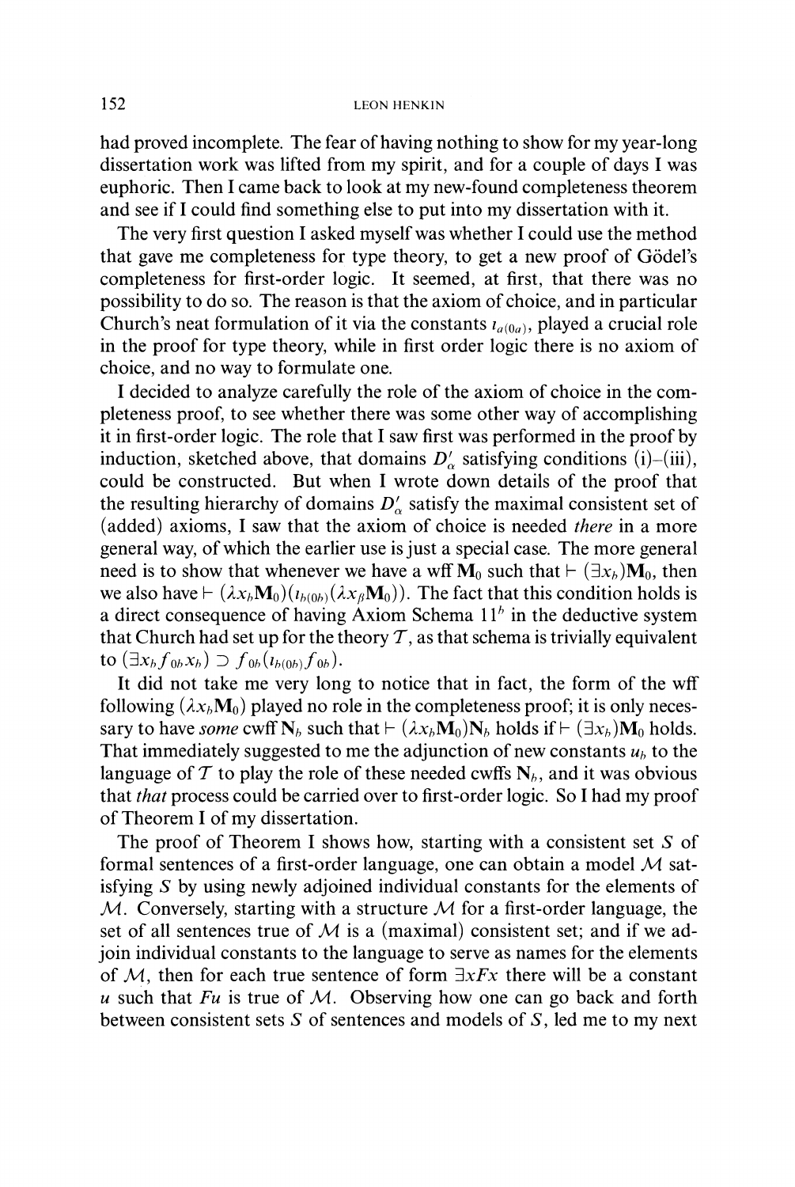had proved incomplete. The fear of having nothing to show for my year-long dissertation work was lifted from my spirit, and for a couple of days I was euphoric. Then I came back to look at my new-found completeness theorem and see if I could find something else to put into my dissertation with it.

The very first question I asked myself was whether I could use the method that gave me completeness for type theory, to get a new proof of Gödel's completeness for first-order logic. It seemed, at first, that there was no possibility to do so. The reason is that the axiom of choice, and in particular Church's neat formulation of it via the constants $\iota_{a(0a)}$, played a crucial role in the proof for type theory, while in first order logic there is no axiom of choice, and no way to formulate one.

I decided to analyze carefully the role of the axiom of choice in the completeness proof, to see whether there was some other way of accomplishing it in first-order logic. The role that I saw first was performed in the proof by induction, sketched above, that domains $D'_\alpha$ satisfying conditions (i)–(iii), could be constructed. But when I wrote down details of the proof that the resulting hierarchy of domains $D'_\alpha$ satisfy the maximal consistent set of (added) axioms, I saw that the axiom of choice is needed *there* in a more general way, of which the earlier use is just a special case. The more general need is to show that whenever we have a wff $\mathbf{M}_0$ such that $\vdash (\exists x_b)\mathbf{M}_0$, then we also have $\vdash (\lambda x_b \mathbf{M}_0)(\iota_{b(0b)}(\lambda x_\beta \mathbf{M}_0))$. The fact that this condition holds is a direct consequence of having Axiom Schema $11^b$ in the deductive system that Church had set up for the theory $\mathcal{T}$, as that schema is trivially equivalent to $(\exists x_b f_{0b} x_b) \supset f_{0b}(\iota_{b(0b)} f_{0b})$.

It did not take me very long to notice that in fact, the form of the wff following $(\lambda x_b \mathbf{M}_0)$ played no role in the completeness proof; it is only necessary to have *some* cwff $\mathbf{N}_b$ such that $\vdash (\lambda x_b \mathbf{M}_0)\mathbf{N}_b$ holds if $\vdash (\exists x_b)\mathbf{M}_0$ holds. That immediately suggested to me the adjunction of new constants $u_b$ to the language of $\mathcal{T}$ to play the role of these needed cwffs $\mathbf{N}_b$, and it was obvious that *that* process could be carried over to first-order logic. So I had my proof of Theorem I of my dissertation.

The proof of Theorem I shows how, starting with a consistent set $S$ of formal sentences of a first-order language, one can obtain a model $\mathcal{M}$ satisfying $S$ by using newly adjoined individual constants for the elements of $\mathcal{M}$. Conversely, starting with a structure $\mathcal{M}$ for a first-order language, the set of all sentences true of $\mathcal{M}$ is a (maximal) consistent set; and if we adjoin individual constants to the language to serve as names for the elements of $\mathcal{M}$, then for each true sentence of form $\exists x F x$ there will be a constant $u$ such that $Fu$ is true of $\mathcal{M}$. Observing how one can go back and forth between consistent sets $S$ of sentences and models of $S$, led me to my next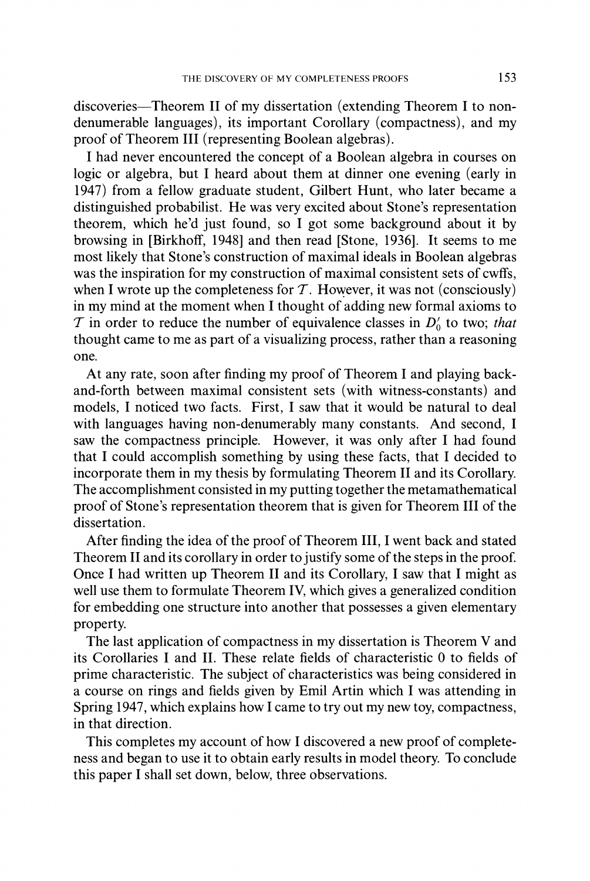discoveries—Theorem II of my dissertation (extending Theorem I to non-denumerable languages), its important Corollary (compactness), and my proof of Theorem III (representing Boolean algebras).

I had never encountered the concept of a Boolean algebra in courses on logic or algebra, but I heard about them at dinner one evening (early in 1947) from a fellow graduate student, Gilbert Hunt, who later became a distinguished probabilist. He was very excited about Stone's representation theorem, which he'd just found, so I got some background about it by browsing in [Birkhoff, 1948] and then read [Stone, 1936]. It seems to me most likely that Stone's construction of maximal ideals in Boolean algebras was the inspiration for my construction of maximal consistent sets of cwffs, when I wrote up the completeness for $\mathcal{T}$. However, it was not (consciously) in my mind at the moment when I thought of adding new formal axioms to $\mathcal{T}$ in order to reduce the number of equivalence classes in $D_0'$ to two; *that* thought came to me as part of a visualizing process, rather than a reasoning one.

At any rate, soon after finding my proof of Theorem I and playing back-and-forth between maximal consistent sets (with witness-constants) and models, I noticed two facts. First, I saw that it would be natural to deal with languages having non-denumerably many constants. And second, I saw the compactness principle. However, it was only after I had found that I could accomplish something by using these facts, that I decided to incorporate them in my thesis by formulating Theorem II and its Corollary. The accomplishment consisted in my putting together the metamathematical proof of Stone's representation theorem that is given for Theorem III of the dissertation.

After finding the idea of the proof of Theorem III, I went back and stated Theorem II and its corollary in order to justify some of the steps in the proof. Once I had written up Theorem II and its Corollary, I saw that I might as well use them to formulate Theorem IV, which gives a generalized condition for embedding one structure into another that possesses a given elementary property.

The last application of compactness in my dissertation is Theorem V and its Corollaries I and II. These relate fields of characteristic 0 to fields of prime characteristic. The subject of characteristics was being considered in a course on rings and fields given by Emil Artin which I was attending in Spring 1947, which explains how I came to try out my new toy, compactness, in that direction.

This completes my account of how I discovered a new proof of completeness and began to use it to obtain early results in model theory. To conclude this paper I shall set down, below, three observations.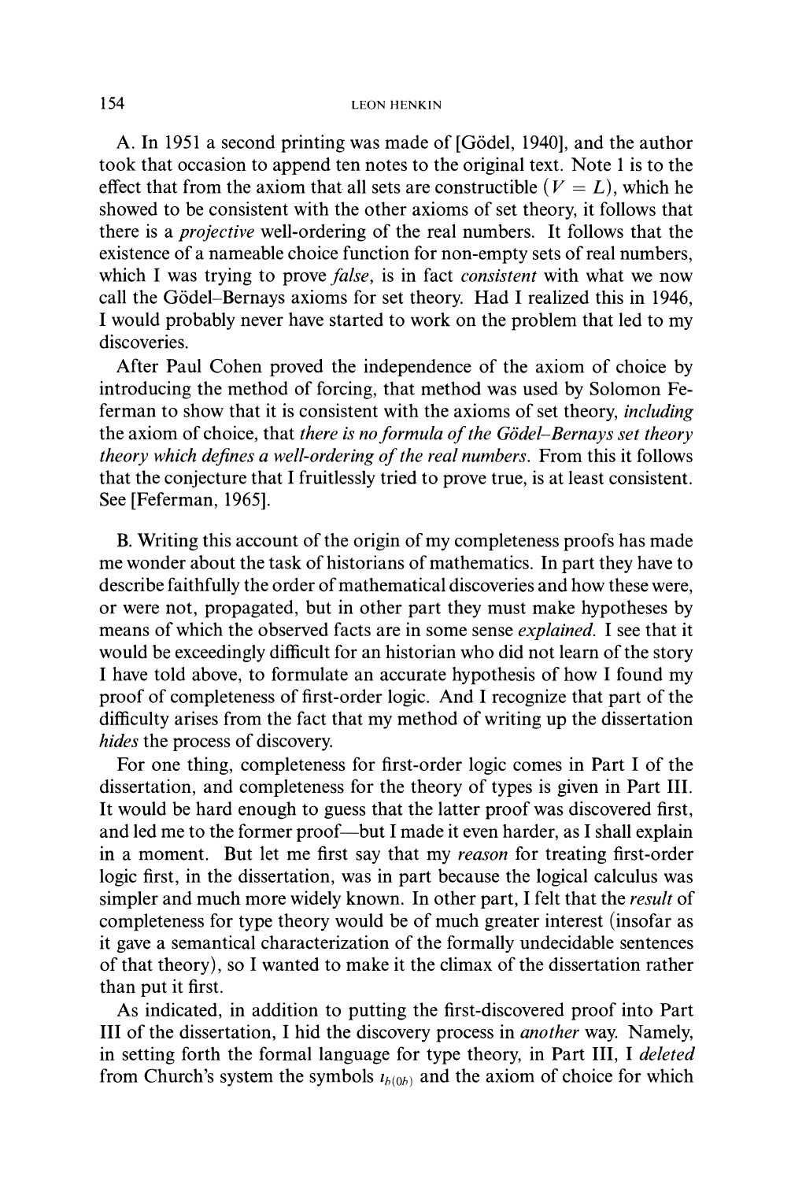A. In 1951 a second printing was made of [Gödel, 1940], and the author took that occasion to append ten notes to the original text. Note 1 is to the effect that from the axiom that all sets are constructible ($V = L$), which he showed to be consistent with the other axioms of set theory, it follows that there is a *projective* well-ordering of the real numbers. It follows that the existence of a nameable choice function for non-empty sets of real numbers, which I was trying to prove *false*, is in fact *consistent* with what we now call the Gödel–Bernays axioms for set theory. Had I realized this in 1946, I would probably never have started to work on the problem that led to my discoveries.

After Paul Cohen proved the independence of the axiom of choice by introducing the method of forcing, that method was used by Solomon Feferman to show that it is consistent with the axioms of set theory, *including* the axiom of choice, that *there is no formula of the Gödel–Bernays set theory theory which defines a well-ordering of the real numbers*. From this it follows that the conjecture that I fruitlessly tried to prove true, is at least consistent. See [Feferman, 1965].

B. Writing this account of the origin of my completeness proofs has made me wonder about the task of historians of mathematics. In part they have to describe faithfully the order of mathematical discoveries and how these were, or were not, propagated, but in other part they must make hypotheses by means of which the observed facts are in some sense *explained*. I see that it would be exceedingly difficult for an historian who did not learn of the story I have told above, to formulate an accurate hypothesis of how I found my proof of completeness of first-order logic. And I recognize that part of the difficulty arises from the fact that my method of writing up the dissertation *hides* the process of discovery.

For one thing, completeness for first-order logic comes in Part I of the dissertation, and completeness for the theory of types is given in Part III. It would be hard enough to guess that the latter proof was discovered first, and led me to the former proof—but I made it even harder, as I shall explain in a moment. But let me first say that my *reason* for treating first-order logic first, in the dissertation, was in part because the logical calculus was simpler and much more widely known. In other part, I felt that the *result* of completeness for type theory would be of much greater interest (insofar as it gave a semantical characterization of the formally undecidable sentences of that theory), so I wanted to make it the climax of the dissertation rather than put it first.

As indicated, in addition to putting the first-discovered proof into Part III of the dissertation, I hid the discovery process in *another* way. Namely, in setting forth the formal language for type theory, in Part III, I *deleted* from Church's system the symbols $\imath_{b(0b)}$ and the axiom of choice for which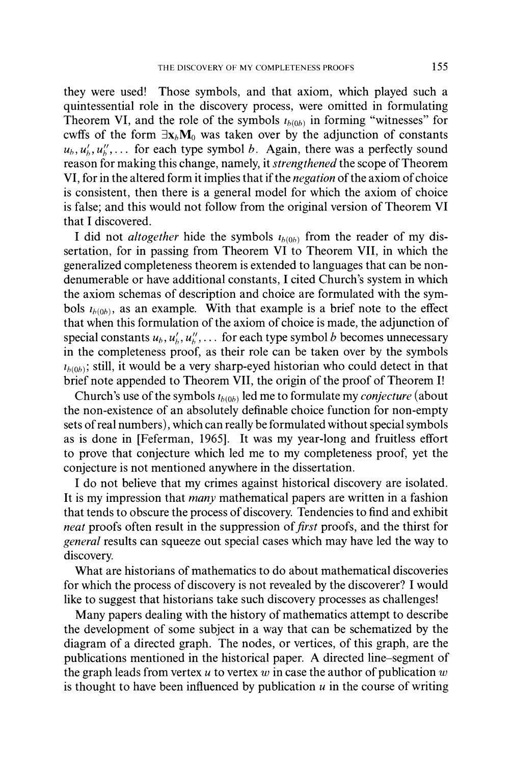they were used! Those symbols, and that axiom, which played such a quintessential role in the discovery process, were omitted in formulating Theorem VI, and the role of the symbols $\iota_{b(ob)}$ in forming "witnesses" for cwffs of the form $\exists \mathbf{x}_b \mathbf{M}_o$ was taken over by the adjunction of constants $u_b, u_b', u_b'', \ldots$ for each type symbol $b$. Again, there was a perfectly sound reason for making this change, namely, it *strengthened* the scope of Theorem VI, for in the altered form it implies that if the *negation* of the axiom of choice is consistent, then there is a general model for which the axiom of choice is false; and this would not follow from the original version of Theorem VI that I discovered.

I did not *altogether* hide the symbols $\iota_{b(ob)}$ from the reader of my dissertation, for in passing from Theorem VI to Theorem VII, in which the generalized completeness theorem is extended to languages that can be non-denumerable or have additional constants, I cited Church's system in which the axiom schemas of description and choice are formulated with the symbols $\iota_{b(ob)}$, as an example. With that example is a brief note to the effect that when this formulation of the axiom of choice is made, the adjunction of special constants $u_b, u_b', u_b'', \ldots$ for each type symbol $b$ becomes unnecessary in the completeness proof, as their role can be taken over by the symbols $\iota_{b(ob)}$; still, it would be a very sharp-eyed historian who could detect in that brief note appended to Theorem VII, the origin of the proof of Theorem I!

Church's use of the symbols $\iota_{b(ob)}$ led me to formulate my *conjecture* (about the non-existence of an absolutely definable choice function for non-empty sets of real numbers), which can really be formulated without special symbols as is done in [Feferman, 1965]. It was my year-long and fruitless effort to prove that conjecture which led me to my completeness proof, yet the conjecture is not mentioned anywhere in the dissertation.

I do not believe that my crimes against historical discovery are isolated. It is my impression that *many* mathematical papers are written in a fashion that tends to obscure the process of discovery. Tendencies to find and exhibit *neat* proofs often result in the suppression of *first* proofs, and the thirst for *general* results can squeeze out special cases which may have led the way to discovery.

What are historians of mathematics to do about mathematical discoveries for which the process of discovery is not revealed by the discoverer? I would like to suggest that historians take such discovery processes as challenges!

Many papers dealing with the history of mathematics attempt to describe the development of some subject in a way that can be schematized by the diagram of a directed graph. The nodes, or vertices, of this graph, are the publications mentioned in the historical paper. A directed line–segment of the graph leads from vertex $u$ to vertex $w$ in case the author of publication $w$ is thought to have been influenced by publication $u$ in the course of writing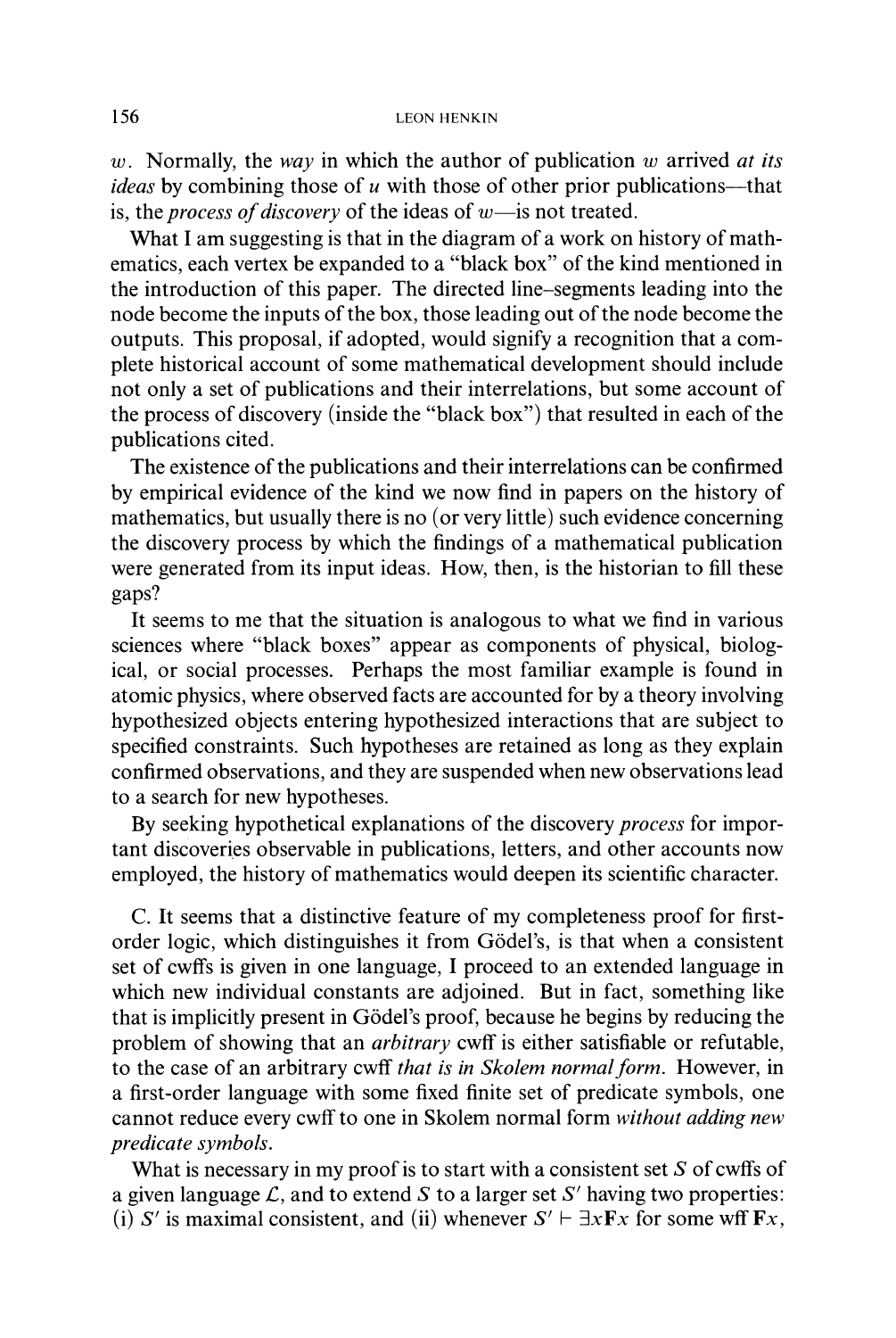$w$. Normally, the *way* in which the author of publication $w$ arrived *at its ideas* by combining those of $u$ with those of other prior publications—that is, the *process of discovery* of the ideas of $w$—is not treated.

What I am suggesting is that in the diagram of a work on history of mathematics, each vertex be expanded to a "black box" of the kind mentioned in the introduction of this paper. The directed line–segments leading into the node become the inputs of the box, those leading out of the node become the outputs. This proposal, if adopted, would signify a recognition that a complete historical account of some mathematical development should include not only a set of publications and their interrelations, but some account of the process of discovery (inside the "black box") that resulted in each of the publications cited.

The existence of the publications and their interrelations can be confirmed by empirical evidence of the kind we now find in papers on the history of mathematics, but usually there is no (or very little) such evidence concerning the discovery process by which the findings of a mathematical publication were generated from its input ideas. How, then, is the historian to fill these gaps?

It seems to me that the situation is analogous to what we find in various sciences where "black boxes" appear as components of physical, biological, or social processes. Perhaps the most familiar example is found in atomic physics, where observed facts are accounted for by a theory involving hypothesized objects entering hypothesized interactions that are subject to specified constraints. Such hypotheses are retained as long as they explain confirmed observations, and they are suspended when new observations lead to a search for new hypotheses.

By seeking hypothetical explanations of the discovery *process* for important discoveries observable in publications, letters, and other accounts now employed, the history of mathematics would deepen its scientific character.

C. It seems that a distinctive feature of my completeness proof for first-order logic, which distinguishes it from Gödel's, is that when a consistent set of cwffs is given in one language, I proceed to an extended language in which new individual constants are adjoined. But in fact, something like that is implicitly present in Gödel's proof, because he begins by reducing the problem of showing that an *arbitrary* cwff is either satisfiable or refutable, to the case of an arbitrary cwff *that is in Skolem normal form*. However, in a first-order language with some fixed finite set of predicate symbols, one cannot reduce every cwff to one in Skolem normal form *without adding new predicate symbols*.

What is necessary in my proof is to start with a consistent set $S$ of cwffs of a given language $\mathcal{L}$, and to extend $S$ to a larger set $S'$ having two properties: (i) $S'$ is maximal consistent, and (ii) whenever $S' \vdash \exists x \mathbf{F}x$ for some wff $\mathbf{F}x$,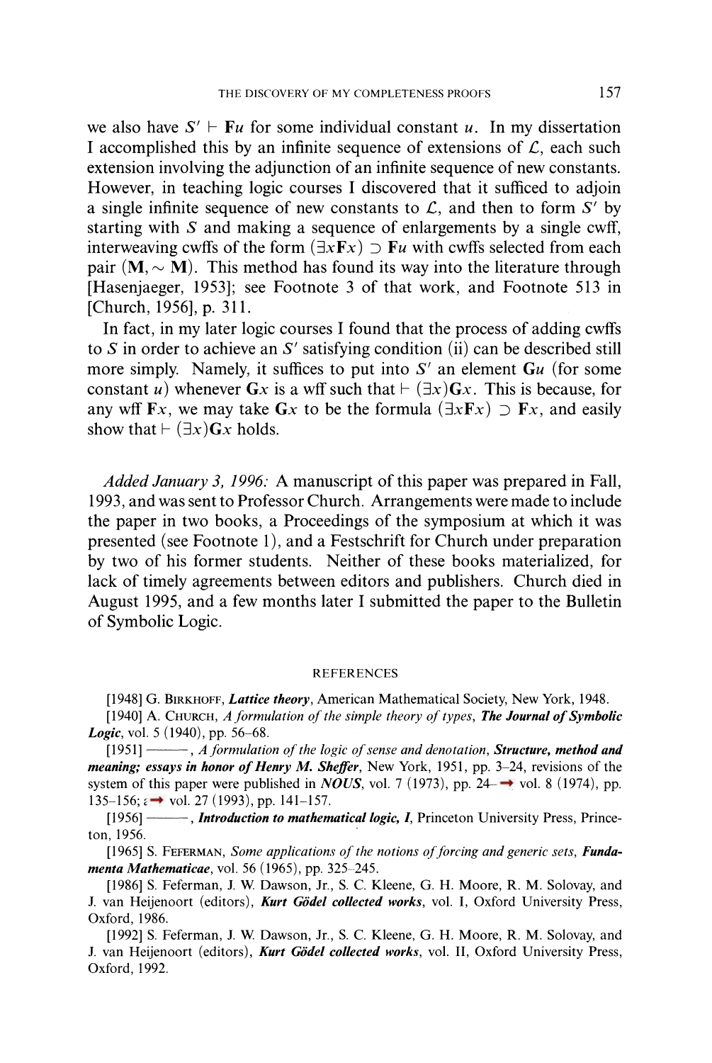we also have $S' \vdash \mathbf{F}u$ for some individual constant $u$. In my dissertation I accomplished this by an infinite sequence of extensions of $\mathcal{L}$, each such extension involving the adjunction of an infinite sequence of new constants. However, in teaching logic courses I discovered that it sufficed to adjoin a single infinite sequence of new constants to $\mathcal{L}$, and then to form $S'$ by starting with $S$ and making a sequence of enlargements by a single cwff, interweaving cwffs of the form $(\exists x \mathbf{F}x) \supset \mathbf{F}u$ with cwffs selected from each pair $(\mathbf{M}, \sim \mathbf{M})$. This method has found its way into the literature through [Hasenjaeger, 1953]; see Footnote 3 of that work, and Footnote 513 in [Church, 1956], p. 311.

In fact, in my later logic courses I found that the process of adding cwffs to $S$ in order to achieve an $S'$ satisfying condition (ii) can be described still more simply. Namely, it suffices to put into $S'$ an element $\mathbf{G}u$ (for some constant $u$) whenever $\mathbf{G}x$ is a wff such that $\vdash (\exists x)\mathbf{G}x$. This is because, for any wff $\mathbf{F}x$, we may take $\mathbf{G}x$ to be the formula $(\exists x \mathbf{F}x) \supset \mathbf{F}x$, and easily show that $\vdash (\exists x)\mathbf{G}x$ holds.

*Added January 3, 1996:* A manuscript of this paper was prepared in Fall, 1993, and was sent to Professor Church. Arrangements were made to include the paper in two books, a Proceedings of the symposium at which it was presented (see Footnote 1), and a Festschrift for Church under preparation by two of his former students. Neither of these books materialized, for lack of timely agreements between editors and publishers. Church died in August 1995, and a few months later I submitted the paper to the Bulletin of Symbolic Logic.

## REFERENCES

[1948] G. Birkhoff, ***Lattice theory***, American Mathematical Society, New York, 1948.

[1940] A. Church, *A formulation of the simple theory of types*, ***The Journal of Symbolic Logic***, vol. 5 (1940), pp. 56–68.

[1951] ———, *A formulation of the logic of sense and denotation*, ***Structure, method and meaning; essays in honor of Henry M. Sheffer***, New York, 1951, pp. 3–24, revisions of the system of this paper were published in ***NOUS***, vol. 7 (1973), pp. 24– vol. 8 (1974), pp. 135–156; vol. 27 (1993), pp. 141–157.

[1956] ———, ***Introduction to mathematical logic, I***, Princeton University Press, Princeton, 1956.

[1965] S. Feferman, *Some applications of the notions of forcing and generic sets*, ***Fundamenta Mathematicae***, vol. 56 (1965), pp. 325–245.

[1986] S. Feferman, J. W. Dawson, Jr., S. C. Kleene, G. H. Moore, R. M. Solovay, and J. van Heijenoort (editors), ***Kurt Gödel collected works***, vol. I, Oxford University Press, Oxford, 1986.

[1992] S. Feferman, J. W. Dawson, Jr., S. C. Kleene, G. H. Moore, R. M. Solovay, and J. van Heijenoort (editors), ***Kurt Gödel collected works***, vol. II, Oxford University Press, Oxford, 1992.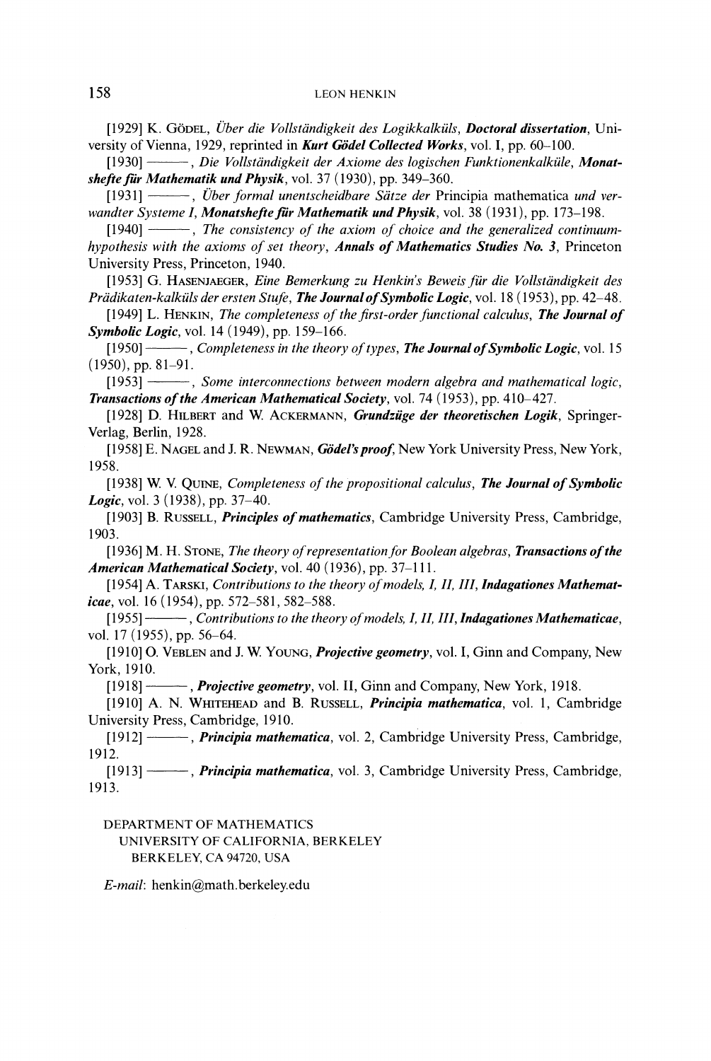[1929] K. Gödel, *Über die Vollständigkeit des Logikkalküls*, ***Doctoral dissertation***, University of Vienna, 1929, reprinted in ***Kurt Gödel Collected Works***, vol. I, pp. 60–100.

[1930] ———, *Die Vollständigkeit der Axiome des logischen Funktionenkalküle*, ***Monatshefte für Mathematik und Physik***, vol. 37 (1930), pp. 349–360.

[1931] ———, *Über formal unentscheidbare Sätze der* Principia mathematica *und verwandter Systeme I*, ***Monatshefte für Mathematik und Physik***, vol. 38 (1931), pp. 173–198.

[1940] ———, *The consistency of the axiom of choice and the generalized continuum-hypothesis with the axioms of set theory*, ***Annals of Mathematics Studies No. 3***, Princeton University Press, Princeton, 1940.

[1953] G. Hasenjaeger, *Eine Bemerkung zu Henkin's Beweis für die Vollständigkeit des Prädikaten-kalküls der ersten Stufe*, ***The Journal of Symbolic Logic***, vol. 18 (1953), pp. 42–48.

[1949] L. Henkin, *The completeness of the first-order functional calculus*, ***The Journal of Symbolic Logic***, vol. 14 (1949), pp. 159–166.

[1950] ———, *Completeness in the theory of types*, ***The Journal of Symbolic Logic***, vol. 15 (1950), pp. 81–91.

[1953] ———, *Some interconnections between modern algebra and mathematical logic*, ***Transactions of the American Mathematical Society***, vol. 74 (1953), pp. 410–427.

[1928] D. Hilbert and W. Ackermann, ***Grundzüge der theoretischen Logik***, Springer-Verlag, Berlin, 1928.

[1958] E. Nagel and J. R. Newman, ***Gödel's proof***, New York University Press, New York, 1958.

[1938] W. V. Quine, *Completeness of the propositional calculus*, ***The Journal of Symbolic Logic***, vol. 3 (1938), pp. 37–40.

[1903] B. Russell, ***Principles of mathematics***, Cambridge University Press, Cambridge, 1903.

[1936] M. H. Stone, *The theory of representation for Boolean algebras*, ***Transactions of the American Mathematical Society***, vol. 40 (1936), pp. 37–111.

[1954] A. Tarski, *Contributions to the theory of models, I, II, III*, ***Indagationes Mathematicae***, vol. 16 (1954), pp. 572–581, 582–588.

[1955] ———, *Contributions to the theory of models, I, II, III*, ***Indagationes Mathematicae***, vol. 17 (1955), pp. 56–64.

[1910] O. Veblen and J. W. Young, ***Projective geometry***, vol. I, Ginn and Company, New York, 1910.

[1918] ———, ***Projective geometry***, vol. II, Ginn and Company, New York, 1918.

[1910] A. N. Whitehead and B. Russell, ***Principia mathematica***, vol. 1, Cambridge University Press, Cambridge, 1910.

[1912] ———, ***Principia mathematica***, vol. 2, Cambridge University Press, Cambridge, 1912.

[1913] ———, ***Principia mathematica***, vol. 3, Cambridge University Press, Cambridge, 1913.

DEPARTMENT OF MATHEMATICS
UNIVERSITY OF CALIFORNIA, BERKELEY
BERKELEY, CA 94720, USA

*E-mail*: henkin@math.berkeley.edu